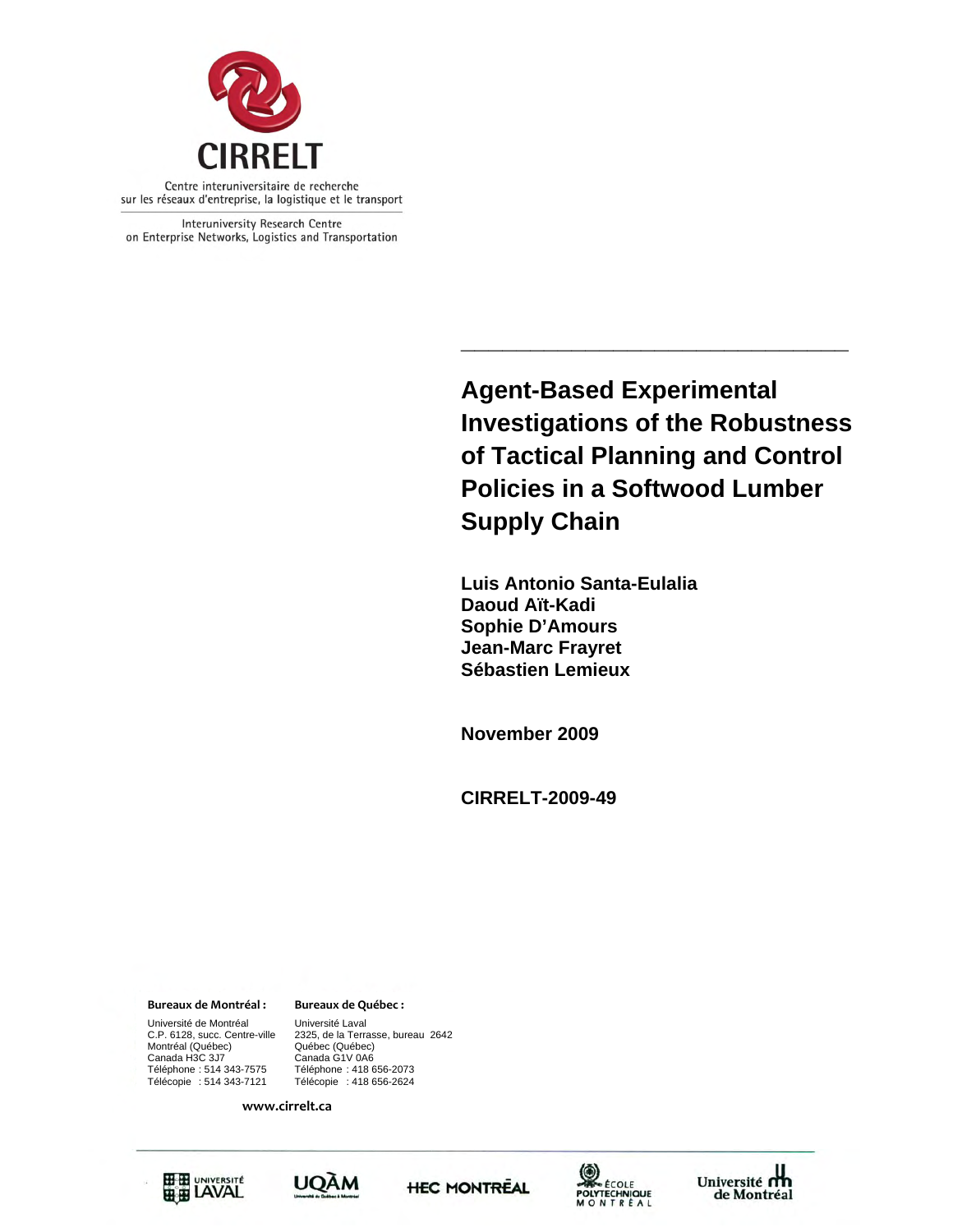CIRRELT

Centre interuniversitaire de recherche sur les réseaux d'entreprise, la logistique et le transport

Interuniversity Research Centre on Enterprise Networks, Logistics and Transportation

# Agent-Based Experimental Investigations of the Robustness of Tactical Planning and Control Policies in a Softwood Lumber Supply Chain

**Luis Antonio Santa-Eulalia**
**Daoud Aït-Kadi**
**Sophie D'Amours**
**Jean-Marc Frayret**
**Sébastien Lemieux**

**November 2009**

**CIRRELT-2009-49**

**Bureaux de Montréal :**

Université de Montréal
C.P. 6128, succ. Centre-ville
Montréal (Québec)
Canada H3C 3J7
Téléphone : 514 343-7575
Télécopie : 514 343-7121

**Bureaux de Québec :**

Université Laval
2325, de la Terrasse, bureau 2642
Québec (Québec)
Canada G1V 0A6
Téléphone : 418 656-2073
Télécopie : 418 656-2624

**www.cirrelt.ca**

Université Laval · UQÀM · HEC Montréal · École Polytechnique Montréal · Université de Montréal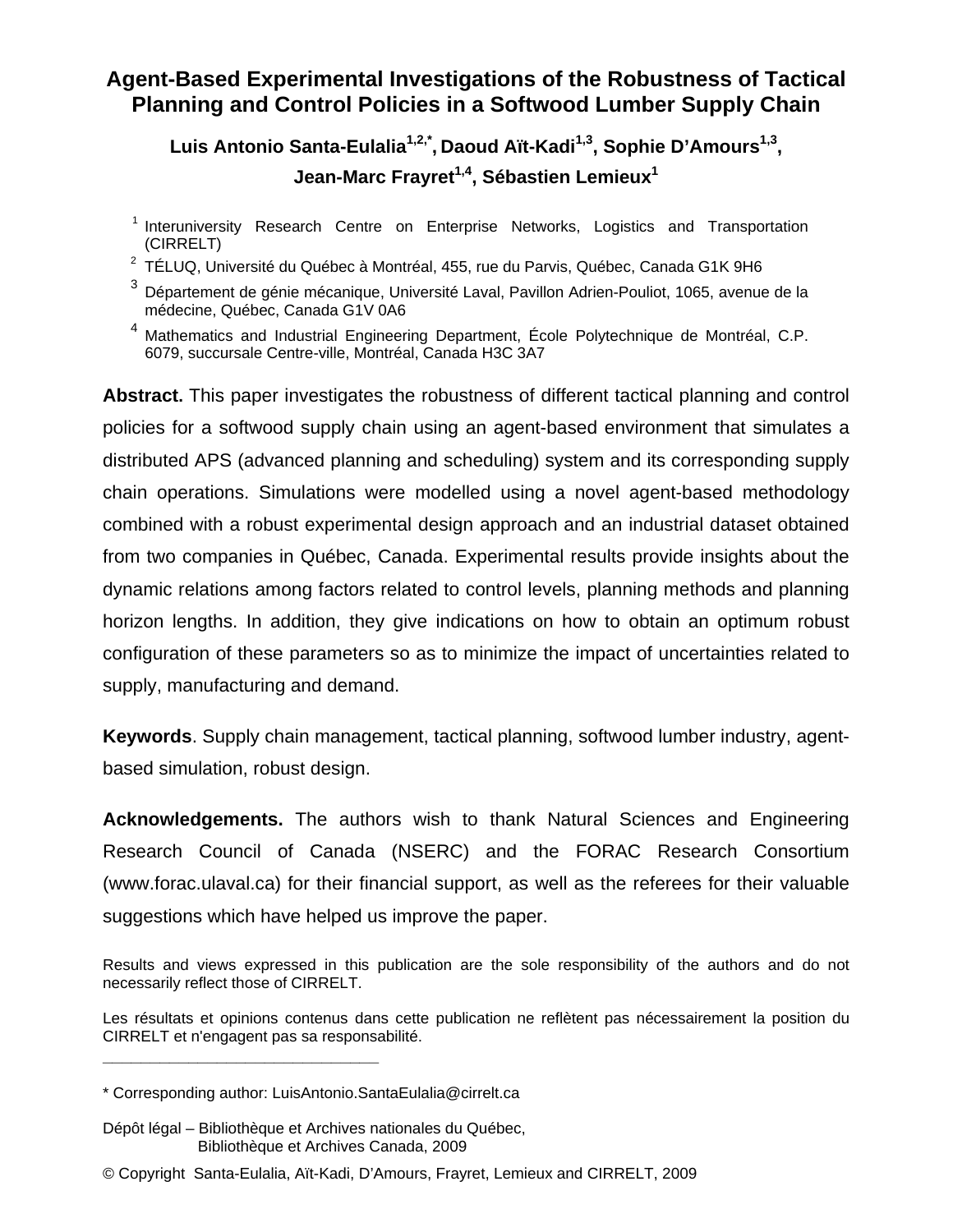# Agent-Based Experimental Investigations of the Robustness of Tactical Planning and Control Policies in a Softwood Lumber Supply Chain

**Luis Antonio Santa-Eulalia[1,2,*], Daoud Aït-Kadi[1,3], Sophie D'Amours[1,3], Jean-Marc Frayret[1,4], Sébastien Lemieux[1]**

[1] Interuniversity Research Centre on Enterprise Networks, Logistics and Transportation (CIRRELT)

[2] TÉLUQ, Université du Québec à Montréal, 455, rue du Parvis, Québec, Canada G1K 9H6

[3] Département de génie mécanique, Université Laval, Pavillon Adrien-Pouliot, 1065, avenue de la médecine, Québec, Canada G1V 0A6

[4] Mathematics and Industrial Engineering Department, École Polytechnique de Montréal, C.P. 6079, succursale Centre-ville, Montréal, Canada H3C 3A7

**Abstract.** This paper investigates the robustness of different tactical planning and control policies for a softwood supply chain using an agent-based environment that simulates a distributed APS (advanced planning and scheduling) system and its corresponding supply chain operations. Simulations were modelled using a novel agent-based methodology combined with a robust experimental design approach and an industrial dataset obtained from two companies in Québec, Canada. Experimental results provide insights about the dynamic relations among factors related to control levels, planning methods and planning horizon lengths. In addition, they give indications on how to obtain an optimum robust configuration of these parameters so as to minimize the impact of uncertainties related to supply, manufacturing and demand.

**Keywords**. Supply chain management, tactical planning, softwood lumber industry, agent-based simulation, robust design.

**Acknowledgements.** The authors wish to thank Natural Sciences and Engineering Research Council of Canada (NSERC) and the FORAC Research Consortium (www.forac.ulaval.ca) for their financial support, as well as the referees for their valuable suggestions which have helped us improve the paper.

Results and views expressed in this publication are the sole responsibility of the authors and do not necessarily reflect those of CIRRELT.

Les résultats et opinions contenus dans cette publication ne reflètent pas nécessairement la position du CIRRELT et n'engagent pas sa responsabilité.

---

\* Corresponding author: LuisAntonio.SantaEulalia@cirrelt.ca

Dépôt légal – Bibliothèque et Archives nationales du Québec,
Bibliothèque et Archives Canada, 2009

© Copyright Santa-Eulalia, Aït-Kadi, D'Amours, Frayret, Lemieux and CIRRELT, 2009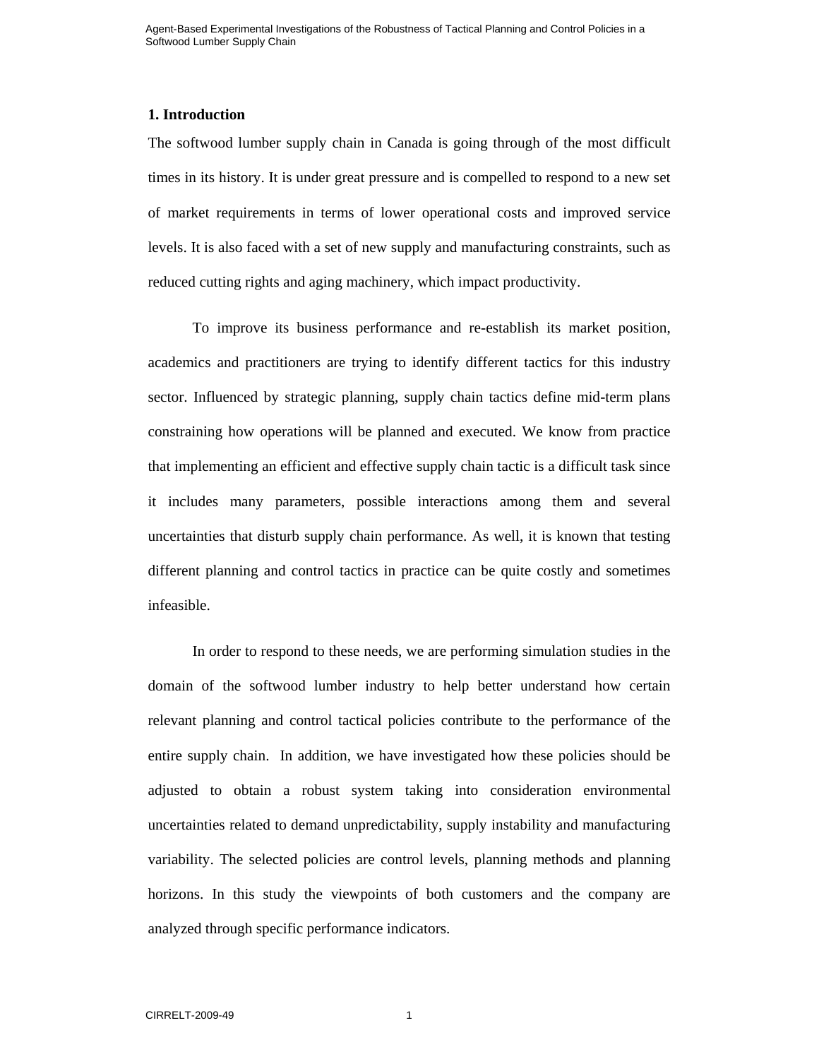## 1. Introduction

The softwood lumber supply chain in Canada is going through of the most difficult times in its history. It is under great pressure and is compelled to respond to a new set of market requirements in terms of lower operational costs and improved service levels. It is also faced with a set of new supply and manufacturing constraints, such as reduced cutting rights and aging machinery, which impact productivity.

To improve its business performance and re-establish its market position, academics and practitioners are trying to identify different tactics for this industry sector. Influenced by strategic planning, supply chain tactics define mid-term plans constraining how operations will be planned and executed. We know from practice that implementing an efficient and effective supply chain tactic is a difficult task since it includes many parameters, possible interactions among them and several uncertainties that disturb supply chain performance. As well, it is known that testing different planning and control tactics in practice can be quite costly and sometimes infeasible.

In order to respond to these needs, we are performing simulation studies in the domain of the softwood lumber industry to help better understand how certain relevant planning and control tactical policies contribute to the performance of the entire supply chain. In addition, we have investigated how these policies should be adjusted to obtain a robust system taking into consideration environmental uncertainties related to demand unpredictability, supply instability and manufacturing variability. The selected policies are control levels, planning methods and planning horizons. In this study the viewpoints of both customers and the company are analyzed through specific performance indicators.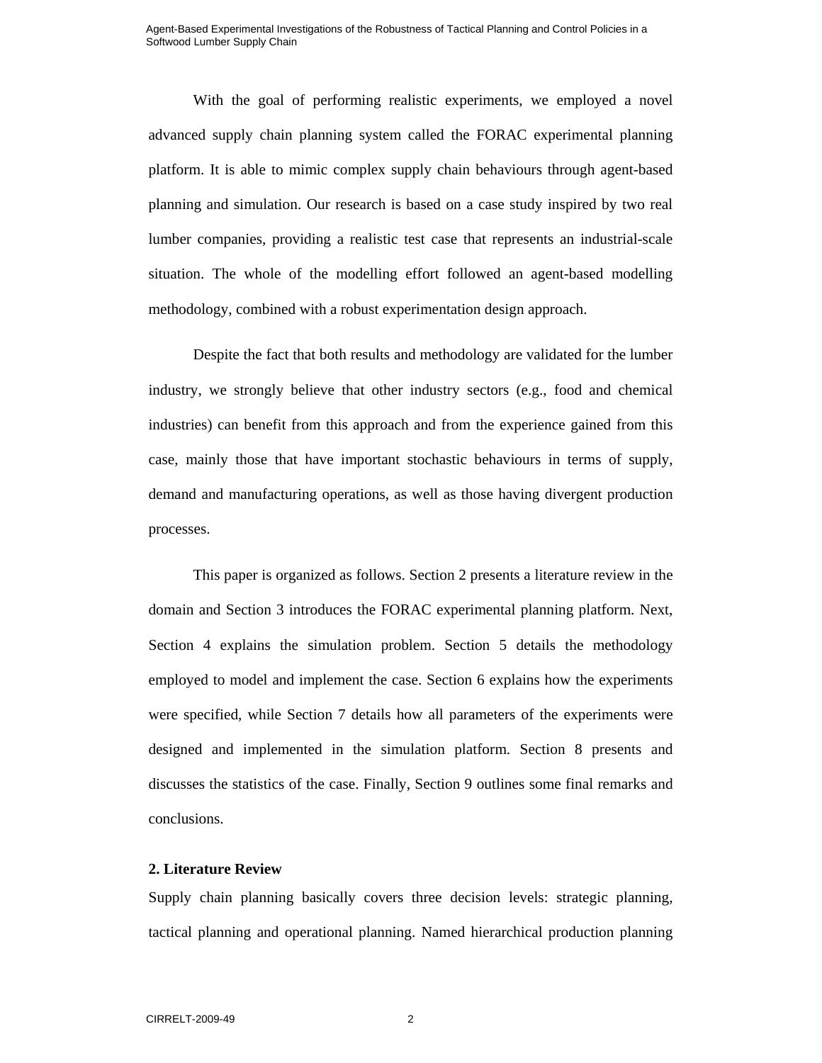With the goal of performing realistic experiments, we employed a novel advanced supply chain planning system called the FORAC experimental planning platform. It is able to mimic complex supply chain behaviours through agent-based planning and simulation. Our research is based on a case study inspired by two real lumber companies, providing a realistic test case that represents an industrial-scale situation. The whole of the modelling effort followed an agent-based modelling methodology, combined with a robust experimentation design approach.

Despite the fact that both results and methodology are validated for the lumber industry, we strongly believe that other industry sectors (e.g., food and chemical industries) can benefit from this approach and from the experience gained from this case, mainly those that have important stochastic behaviours in terms of supply, demand and manufacturing operations, as well as those having divergent production processes.

This paper is organized as follows. Section 2 presents a literature review in the domain and Section 3 introduces the FORAC experimental planning platform. Next, Section 4 explains the simulation problem. Section 5 details the methodology employed to model and implement the case. Section 6 explains how the experiments were specified, while Section 7 details how all parameters of the experiments were designed and implemented in the simulation platform. Section 8 presents and discusses the statistics of the case. Finally, Section 9 outlines some final remarks and conclusions.

## 2. Literature Review

Supply chain planning basically covers three decision levels: strategic planning, tactical planning and operational planning. Named hierarchical production planning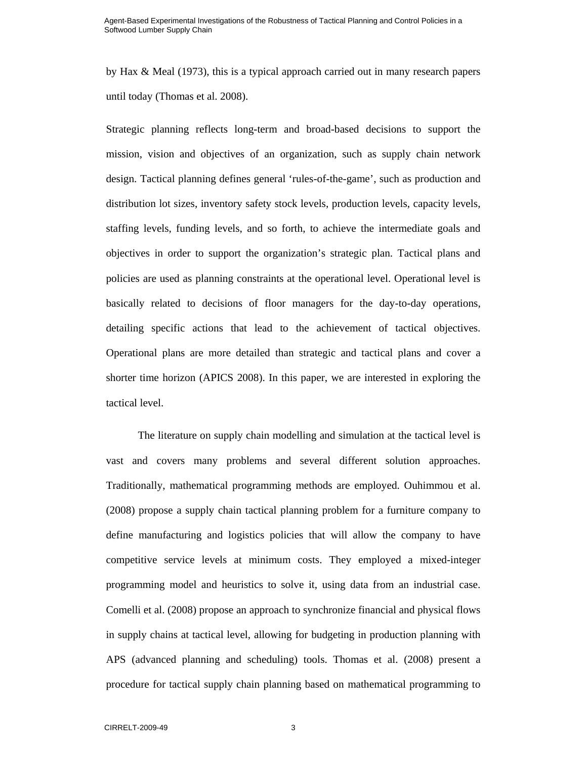by Hax & Meal (1973), this is a typical approach carried out in many research papers until today (Thomas et al. 2008).

Strategic planning reflects long-term and broad-based decisions to support the mission, vision and objectives of an organization, such as supply chain network design. Tactical planning defines general 'rules-of-the-game', such as production and distribution lot sizes, inventory safety stock levels, production levels, capacity levels, staffing levels, funding levels, and so forth, to achieve the intermediate goals and objectives in order to support the organization's strategic plan. Tactical plans and policies are used as planning constraints at the operational level. Operational level is basically related to decisions of floor managers for the day-to-day operations, detailing specific actions that lead to the achievement of tactical objectives. Operational plans are more detailed than strategic and tactical plans and cover a shorter time horizon (APICS 2008). In this paper, we are interested in exploring the tactical level.

The literature on supply chain modelling and simulation at the tactical level is vast and covers many problems and several different solution approaches. Traditionally, mathematical programming methods are employed. Ouhimmou et al. (2008) propose a supply chain tactical planning problem for a furniture company to define manufacturing and logistics policies that will allow the company to have competitive service levels at minimum costs. They employed a mixed-integer programming model and heuristics to solve it, using data from an industrial case. Comelli et al. (2008) propose an approach to synchronize financial and physical flows in supply chains at tactical level, allowing for budgeting in production planning with APS (advanced planning and scheduling) tools. Thomas et al. (2008) present a procedure for tactical supply chain planning based on mathematical programming to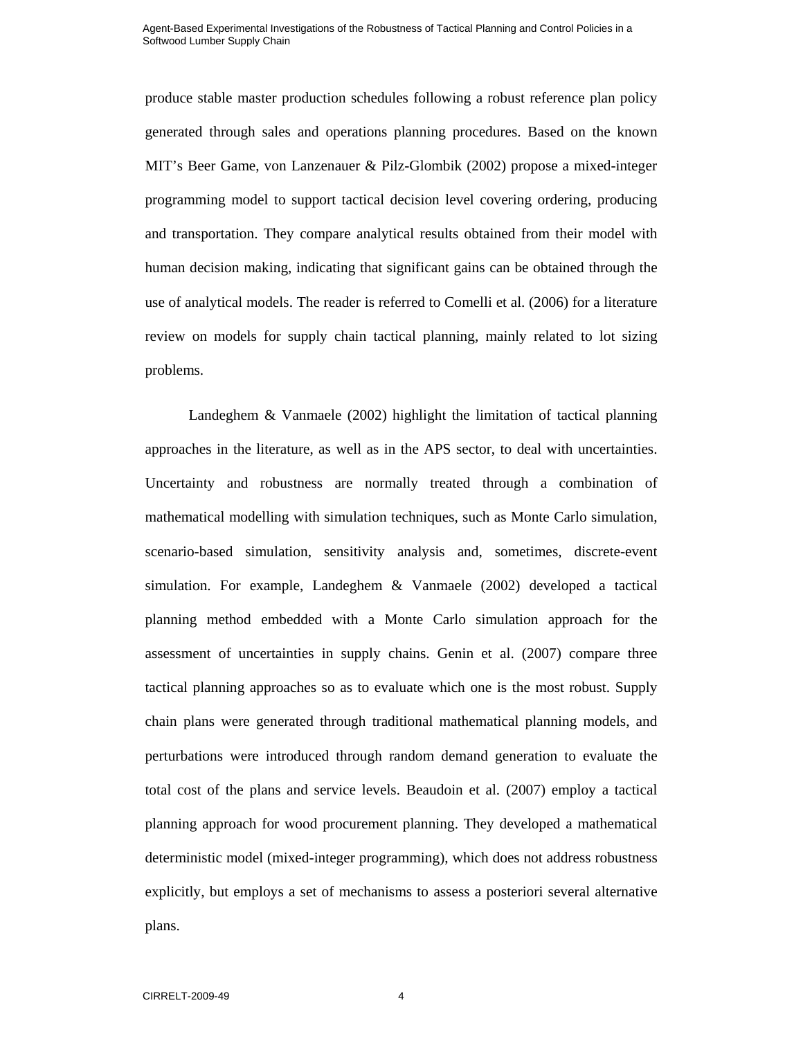produce stable master production schedules following a robust reference plan policy generated through sales and operations planning procedures. Based on the known MIT's Beer Game, von Lanzenauer & Pilz-Glombik (2002) propose a mixed-integer programming model to support tactical decision level covering ordering, producing and transportation. They compare analytical results obtained from their model with human decision making, indicating that significant gains can be obtained through the use of analytical models. The reader is referred to Comelli et al. (2006) for a literature review on models for supply chain tactical planning, mainly related to lot sizing problems.

Landeghem & Vanmaele (2002) highlight the limitation of tactical planning approaches in the literature, as well as in the APS sector, to deal with uncertainties. Uncertainty and robustness are normally treated through a combination of mathematical modelling with simulation techniques, such as Monte Carlo simulation, scenario-based simulation, sensitivity analysis and, sometimes, discrete-event simulation. For example, Landeghem & Vanmaele (2002) developed a tactical planning method embedded with a Monte Carlo simulation approach for the assessment of uncertainties in supply chains. Genin et al. (2007) compare three tactical planning approaches so as to evaluate which one is the most robust. Supply chain plans were generated through traditional mathematical planning models, and perturbations were introduced through random demand generation to evaluate the total cost of the plans and service levels. Beaudoin et al. (2007) employ a tactical planning approach for wood procurement planning. They developed a mathematical deterministic model (mixed-integer programming), which does not address robustness explicitly, but employs a set of mechanisms to assess a posteriori several alternative plans.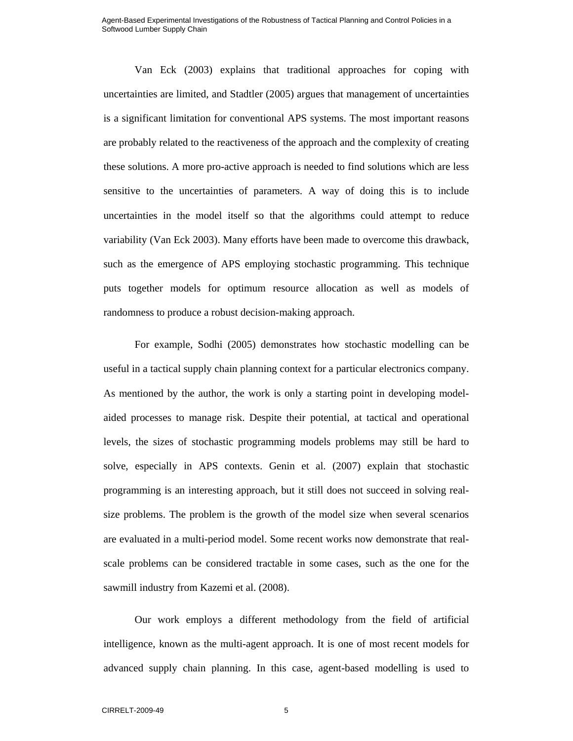Van Eck (2003) explains that traditional approaches for coping with uncertainties are limited, and Stadtler (2005) argues that management of uncertainties is a significant limitation for conventional APS systems. The most important reasons are probably related to the reactiveness of the approach and the complexity of creating these solutions. A more pro-active approach is needed to find solutions which are less sensitive to the uncertainties of parameters. A way of doing this is to include uncertainties in the model itself so that the algorithms could attempt to reduce variability (Van Eck 2003). Many efforts have been made to overcome this drawback, such as the emergence of APS employing stochastic programming. This technique puts together models for optimum resource allocation as well as models of randomness to produce a robust decision-making approach.

For example, Sodhi (2005) demonstrates how stochastic modelling can be useful in a tactical supply chain planning context for a particular electronics company. As mentioned by the author, the work is only a starting point in developing model-aided processes to manage risk. Despite their potential, at tactical and operational levels, the sizes of stochastic programming models problems may still be hard to solve, especially in APS contexts. Genin et al. (2007) explain that stochastic programming is an interesting approach, but it still does not succeed in solving real-size problems. The problem is the growth of the model size when several scenarios are evaluated in a multi-period model. Some recent works now demonstrate that real-scale problems can be considered tractable in some cases, such as the one for the sawmill industry from Kazemi et al. (2008).

Our work employs a different methodology from the field of artificial intelligence, known as the multi-agent approach. It is one of most recent models for advanced supply chain planning. In this case, agent-based modelling is used to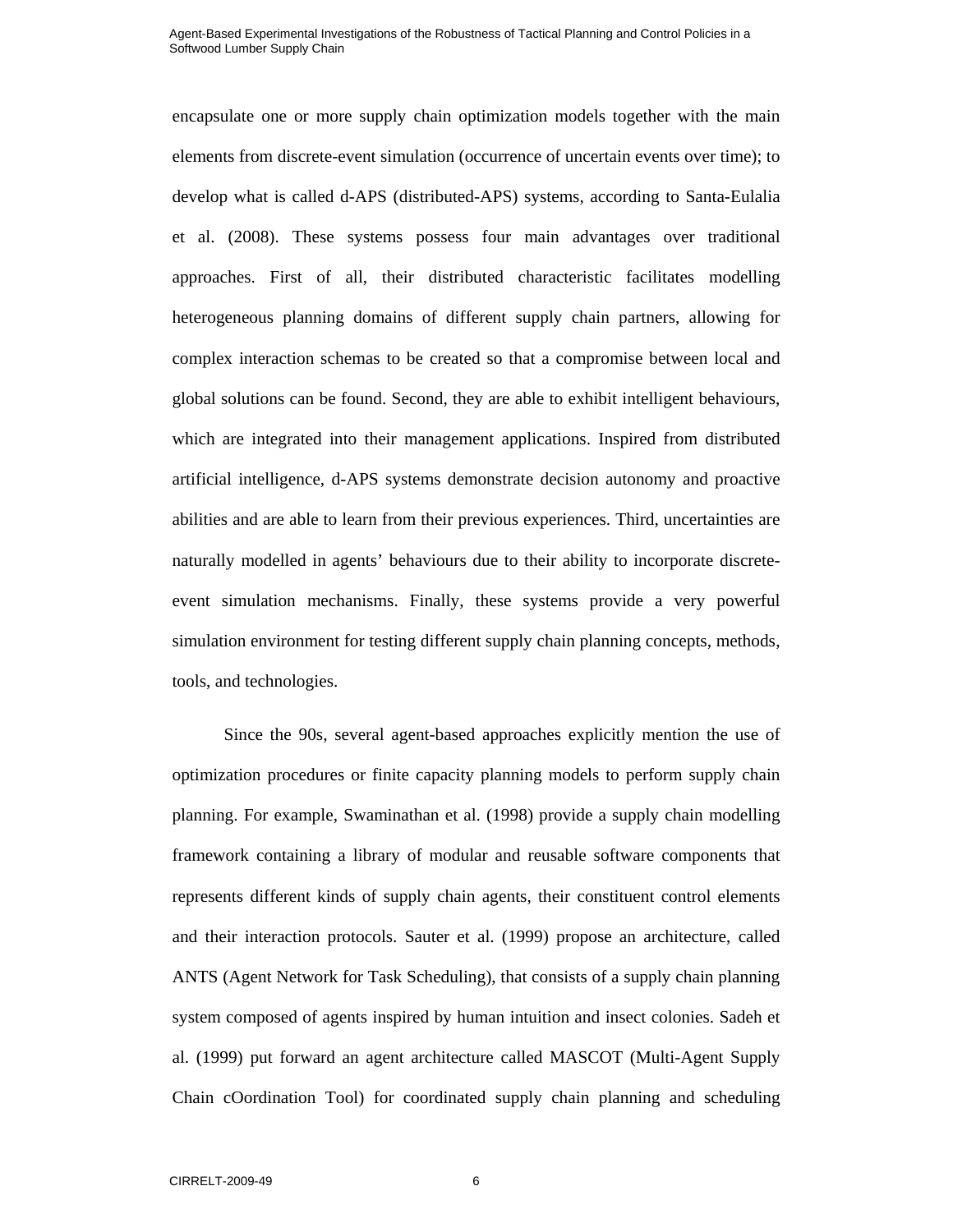encapsulate one or more supply chain optimization models together with the main elements from discrete-event simulation (occurrence of uncertain events over time); to develop what is called d-APS (distributed-APS) systems, according to Santa-Eulalia et al. (2008). These systems possess four main advantages over traditional approaches. First of all, their distributed characteristic facilitates modelling heterogeneous planning domains of different supply chain partners, allowing for complex interaction schemas to be created so that a compromise between local and global solutions can be found. Second, they are able to exhibit intelligent behaviours, which are integrated into their management applications. Inspired from distributed artificial intelligence, d-APS systems demonstrate decision autonomy and proactive abilities and are able to learn from their previous experiences. Third, uncertainties are naturally modelled in agents' behaviours due to their ability to incorporate discrete-event simulation mechanisms. Finally, these systems provide a very powerful simulation environment for testing different supply chain planning concepts, methods, tools, and technologies.

Since the 90s, several agent-based approaches explicitly mention the use of optimization procedures or finite capacity planning models to perform supply chain planning. For example, Swaminathan et al. (1998) provide a supply chain modelling framework containing a library of modular and reusable software components that represents different kinds of supply chain agents, their constituent control elements and their interaction protocols. Sauter et al. (1999) propose an architecture, called ANTS (Agent Network for Task Scheduling), that consists of a supply chain planning system composed of agents inspired by human intuition and insect colonies. Sadeh et al. (1999) put forward an agent architecture called MASCOT (Multi-Agent Supply Chain cOordination Tool) for coordinated supply chain planning and scheduling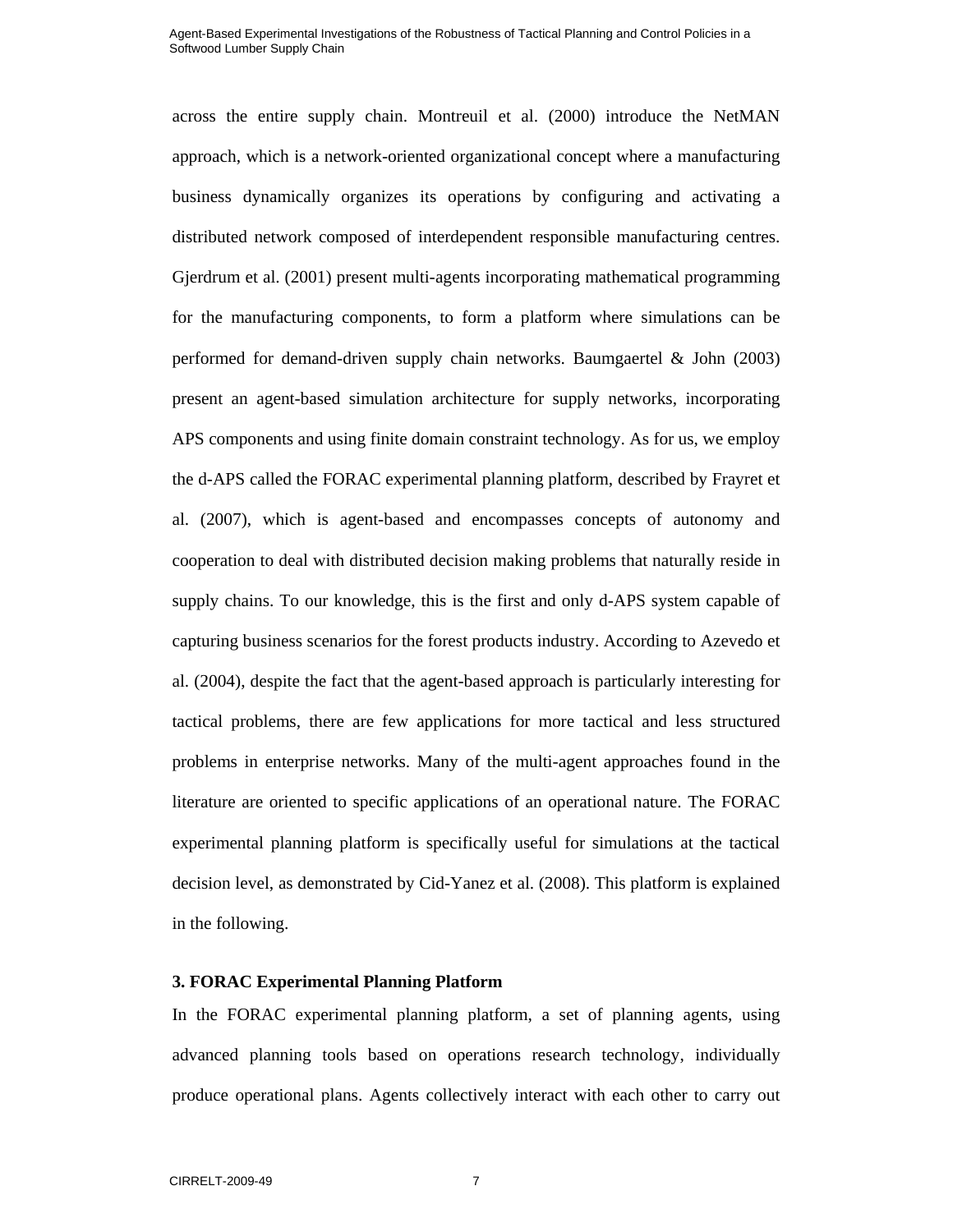across the entire supply chain. Montreuil et al. (2000) introduce the NetMAN approach, which is a network-oriented organizational concept where a manufacturing business dynamically organizes its operations by configuring and activating a distributed network composed of interdependent responsible manufacturing centres. Gjerdrum et al. (2001) present multi-agents incorporating mathematical programming for the manufacturing components, to form a platform where simulations can be performed for demand-driven supply chain networks. Baumgaertel & John (2003) present an agent-based simulation architecture for supply networks, incorporating APS components and using finite domain constraint technology. As for us, we employ the d-APS called the FORAC experimental planning platform, described by Frayret et al. (2007), which is agent-based and encompasses concepts of autonomy and cooperation to deal with distributed decision making problems that naturally reside in supply chains. To our knowledge, this is the first and only d-APS system capable of capturing business scenarios for the forest products industry. According to Azevedo et al. (2004), despite the fact that the agent-based approach is particularly interesting for tactical problems, there are few applications for more tactical and less structured problems in enterprise networks. Many of the multi-agent approaches found in the literature are oriented to specific applications of an operational nature. The FORAC experimental planning platform is specifically useful for simulations at the tactical decision level, as demonstrated by Cid-Yanez et al. (2008). This platform is explained in the following.

### 3. FORAC Experimental Planning Platform

In the FORAC experimental planning platform, a set of planning agents, using advanced planning tools based on operations research technology, individually produce operational plans. Agents collectively interact with each other to carry out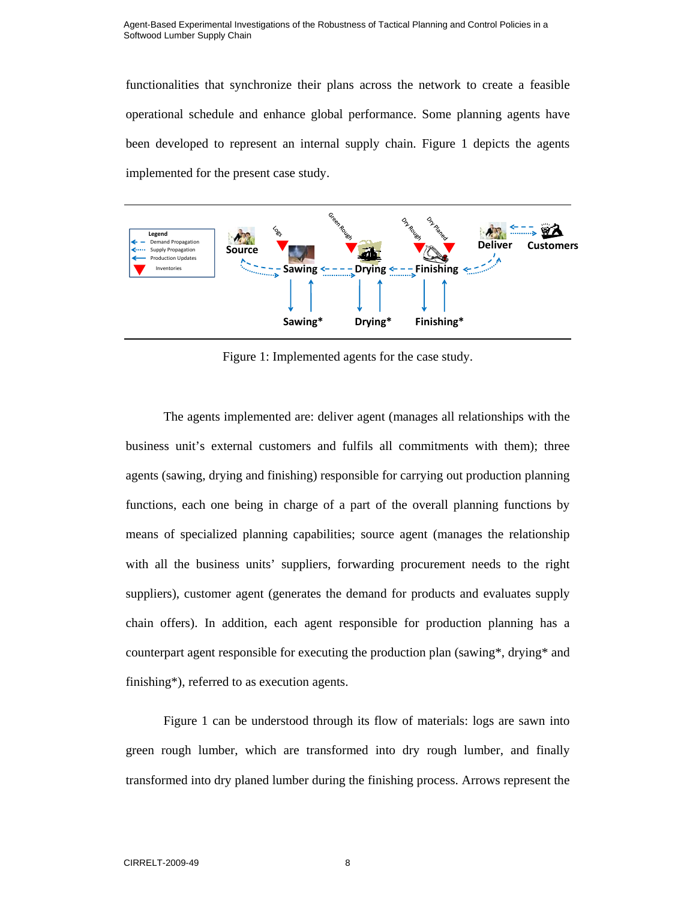functionalities that synchronize their plans across the network to create a feasible operational schedule and enhance global performance. Some planning agents have been developed to represent an internal supply chain. Figure 1 depicts the agents implemented for the present case study.

Figure 1: Implemented agents for the case study.

The agents implemented are: deliver agent (manages all relationships with the business unit's external customers and fulfils all commitments with them); three agents (sawing, drying and finishing) responsible for carrying out production planning functions, each one being in charge of a part of the overall planning functions by means of specialized planning capabilities; source agent (manages the relationship with all the business units' suppliers, forwarding procurement needs to the right suppliers), customer agent (generates the demand for products and evaluates supply chain offers). In addition, each agent responsible for production planning has a counterpart agent responsible for executing the production plan (sawing*, drying* and finishing*), referred to as execution agents.

Figure 1 can be understood through its flow of materials: logs are sawn into green rough lumber, which are transformed into dry rough lumber, and finally transformed into dry planed lumber during the finishing process. Arrows represent the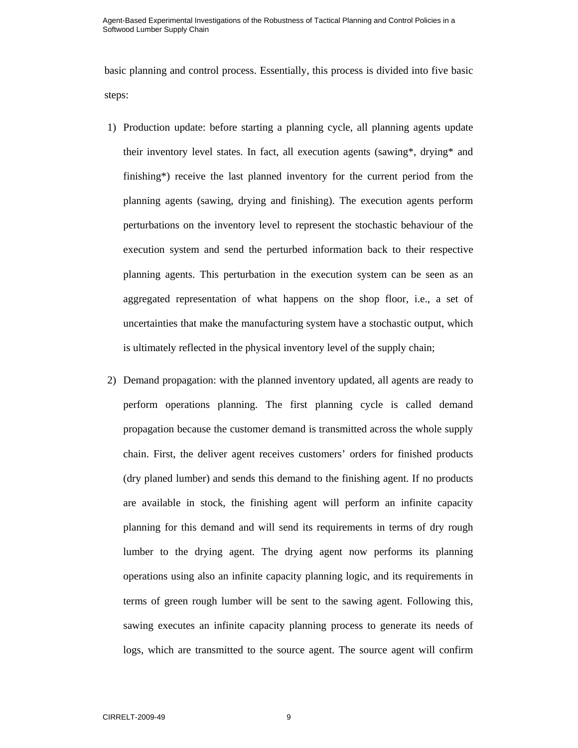basic planning and control process. Essentially, this process is divided into five basic steps:

1) Production update: before starting a planning cycle, all planning agents update their inventory level states. In fact, all execution agents (sawing*, drying* and finishing*) receive the last planned inventory for the current period from the planning agents (sawing, drying and finishing). The execution agents perform perturbations on the inventory level to represent the stochastic behaviour of the execution system and send the perturbed information back to their respective planning agents. This perturbation in the execution system can be seen as an aggregated representation of what happens on the shop floor, i.e., a set of uncertainties that make the manufacturing system have a stochastic output, which is ultimately reflected in the physical inventory level of the supply chain;

2) Demand propagation: with the planned inventory updated, all agents are ready to perform operations planning. The first planning cycle is called demand propagation because the customer demand is transmitted across the whole supply chain. First, the deliver agent receives customers' orders for finished products (dry planed lumber) and sends this demand to the finishing agent. If no products are available in stock, the finishing agent will perform an infinite capacity planning for this demand and will send its requirements in terms of dry rough lumber to the drying agent. The drying agent now performs its planning operations using also an infinite capacity planning logic, and its requirements in terms of green rough lumber will be sent to the sawing agent. Following this, sawing executes an infinite capacity planning process to generate its needs of logs, which are transmitted to the source agent. The source agent will confirm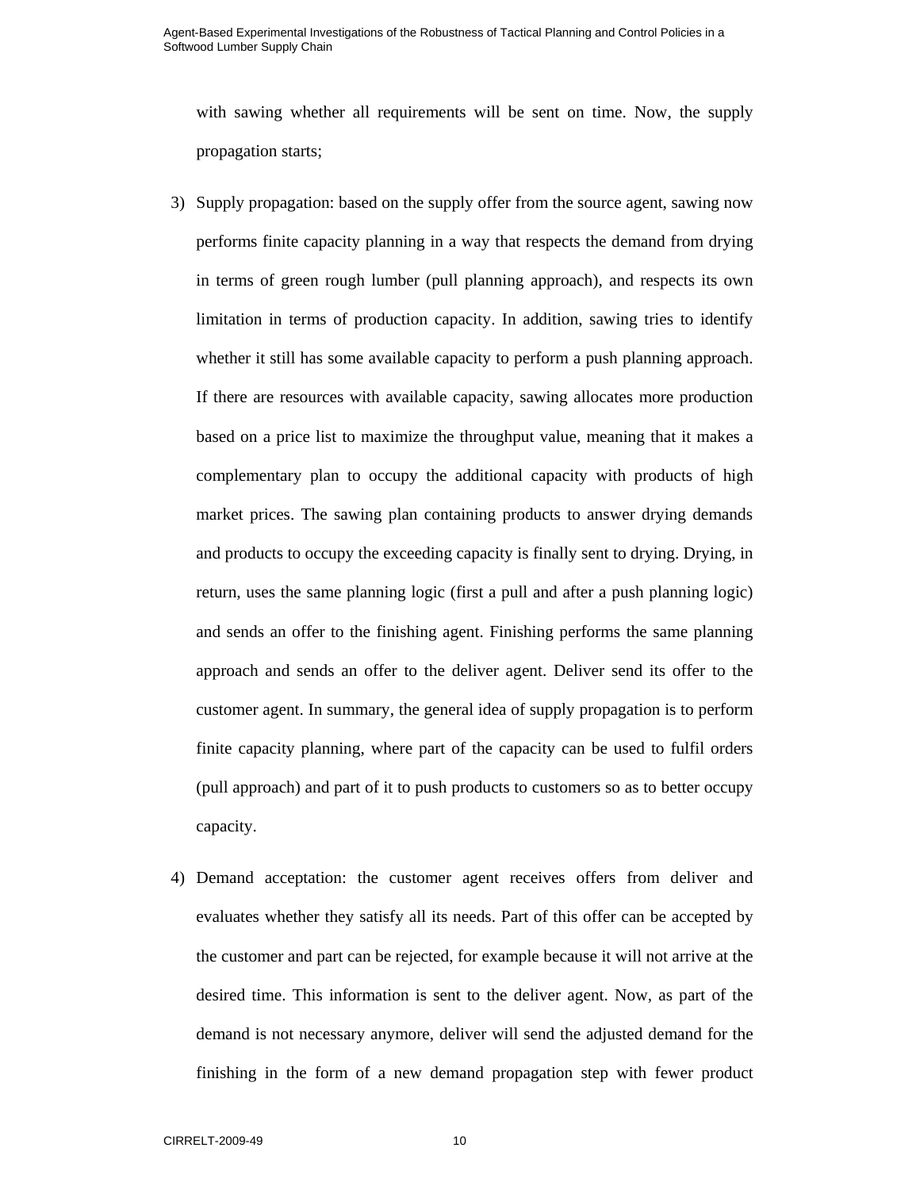with sawing whether all requirements will be sent on time. Now, the supply propagation starts;

3) Supply propagation: based on the supply offer from the source agent, sawing now performs finite capacity planning in a way that respects the demand from drying in terms of green rough lumber (pull planning approach), and respects its own limitation in terms of production capacity. In addition, sawing tries to identify whether it still has some available capacity to perform a push planning approach. If there are resources with available capacity, sawing allocates more production based on a price list to maximize the throughput value, meaning that it makes a complementary plan to occupy the additional capacity with products of high market prices. The sawing plan containing products to answer drying demands and products to occupy the exceeding capacity is finally sent to drying. Drying, in return, uses the same planning logic (first a pull and after a push planning logic) and sends an offer to the finishing agent. Finishing performs the same planning approach and sends an offer to the deliver agent. Deliver send its offer to the customer agent. In summary, the general idea of supply propagation is to perform finite capacity planning, where part of the capacity can be used to fulfil orders (pull approach) and part of it to push products to customers so as to better occupy capacity.

4) Demand acceptation: the customer agent receives offers from deliver and evaluates whether they satisfy all its needs. Part of this offer can be accepted by the customer and part can be rejected, for example because it will not arrive at the desired time. This information is sent to the deliver agent. Now, as part of the demand is not necessary anymore, deliver will send the adjusted demand for the finishing in the form of a new demand propagation step with fewer product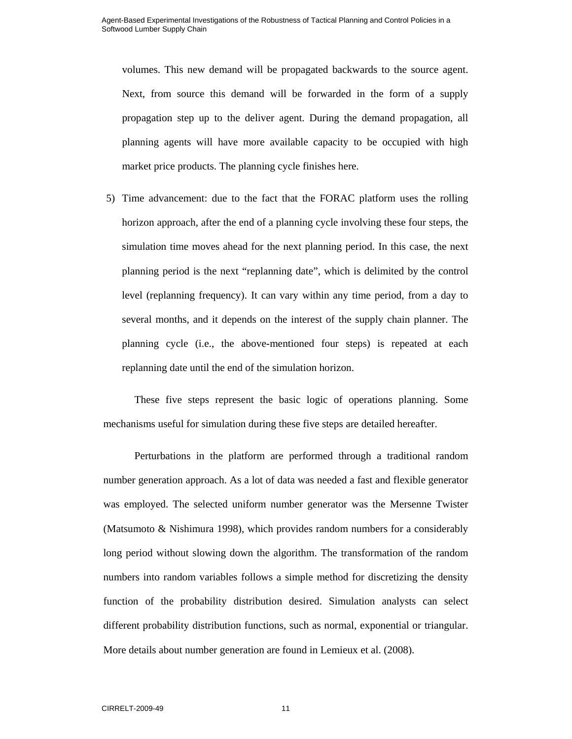volumes. This new demand will be propagated backwards to the source agent. Next, from source this demand will be forwarded in the form of a supply propagation step up to the deliver agent. During the demand propagation, all planning agents will have more available capacity to be occupied with high market price products. The planning cycle finishes here.

5) Time advancement: due to the fact that the FORAC platform uses the rolling horizon approach, after the end of a planning cycle involving these four steps, the simulation time moves ahead for the next planning period. In this case, the next planning period is the next "replanning date", which is delimited by the control level (replanning frequency). It can vary within any time period, from a day to several months, and it depends on the interest of the supply chain planner. The planning cycle (i.e., the above-mentioned four steps) is repeated at each replanning date until the end of the simulation horizon.

These five steps represent the basic logic of operations planning. Some mechanisms useful for simulation during these five steps are detailed hereafter.

Perturbations in the platform are performed through a traditional random number generation approach. As a lot of data was needed a fast and flexible generator was employed. The selected uniform number generator was the Mersenne Twister (Matsumoto & Nishimura 1998), which provides random numbers for a considerably long period without slowing down the algorithm. The transformation of the random numbers into random variables follows a simple method for discretizing the density function of the probability distribution desired. Simulation analysts can select different probability distribution functions, such as normal, exponential or triangular. More details about number generation are found in Lemieux et al. (2008).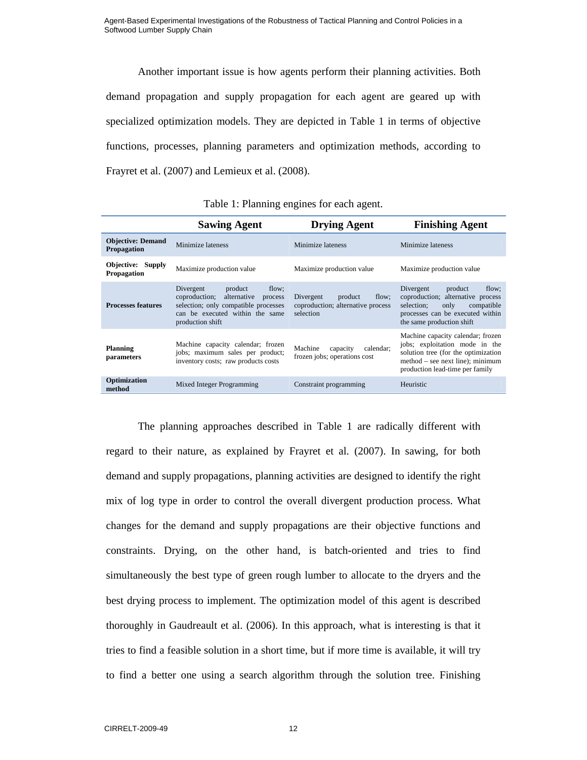Another important issue is how agents perform their planning activities. Both demand propagation and supply propagation for each agent are geared up with specialized optimization models. They are depicted in Table 1 in terms of objective functions, processes, planning parameters and optimization methods, according to Frayret et al. (2007) and Lemieux et al. (2008).

Table 1: Planning engines for each agent.

| | Sawing Agent | Drying Agent | Finishing Agent |
|---|---|---|---|
| **Objective: Demand Propagation** | Minimize lateness | Minimize lateness | Minimize lateness |
| **Objective: Supply Propagation** | Maximize production value | Maximize production value | Maximize production value |
| **Processes features** | Divergent product flow; coproduction; alternative process selection; only compatible processes can be executed within the same production shift | Divergent product flow; coproduction; alternative process selection | Divergent product flow; coproduction; alternative process selection; only compatible processes can be executed within the same production shift |
| **Planning parameters** | Machine capacity calendar; frozen jobs; maximum sales per product; inventory costs; raw products costs | Machine capacity calendar; frozen jobs; operations cost | Machine capacity calendar; frozen jobs; exploitation mode in the solution tree (for the optimization method – see next line); minimum production lead-time per family |
| **Optimization method** | Mixed Integer Programming | Constraint programming | Heuristic |

The planning approaches described in Table 1 are radically different with regard to their nature, as explained by Frayret et al. (2007). In sawing, for both demand and supply propagations, planning activities are designed to identify the right mix of log type in order to control the overall divergent production process. What changes for the demand and supply propagations are their objective functions and constraints. Drying, on the other hand, is batch-oriented and tries to find simultaneously the best type of green rough lumber to allocate to the dryers and the best drying process to implement. The optimization model of this agent is described thoroughly in Gaudreault et al. (2006). In this approach, what is interesting is that it tries to find a feasible solution in a short time, but if more time is available, it will try to find a better one using a search algorithm through the solution tree. Finishing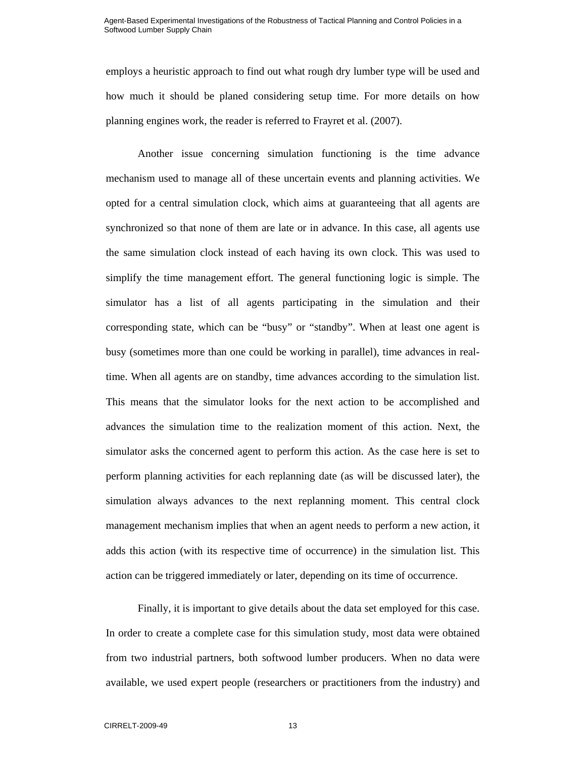employs a heuristic approach to find out what rough dry lumber type will be used and how much it should be planed considering setup time. For more details on how planning engines work, the reader is referred to Frayret et al. (2007).

Another issue concerning simulation functioning is the time advance mechanism used to manage all of these uncertain events and planning activities. We opted for a central simulation clock, which aims at guaranteeing that all agents are synchronized so that none of them are late or in advance. In this case, all agents use the same simulation clock instead of each having its own clock. This was used to simplify the time management effort. The general functioning logic is simple. The simulator has a list of all agents participating in the simulation and their corresponding state, which can be "busy" or "standby". When at least one agent is busy (sometimes more than one could be working in parallel), time advances in real-time. When all agents are on standby, time advances according to the simulation list. This means that the simulator looks for the next action to be accomplished and advances the simulation time to the realization moment of this action. Next, the simulator asks the concerned agent to perform this action. As the case here is set to perform planning activities for each replanning date (as will be discussed later), the simulation always advances to the next replanning moment. This central clock management mechanism implies that when an agent needs to perform a new action, it adds this action (with its respective time of occurrence) in the simulation list. This action can be triggered immediately or later, depending on its time of occurrence.

Finally, it is important to give details about the data set employed for this case. In order to create a complete case for this simulation study, most data were obtained from two industrial partners, both softwood lumber producers. When no data were available, we used expert people (researchers or practitioners from the industry) and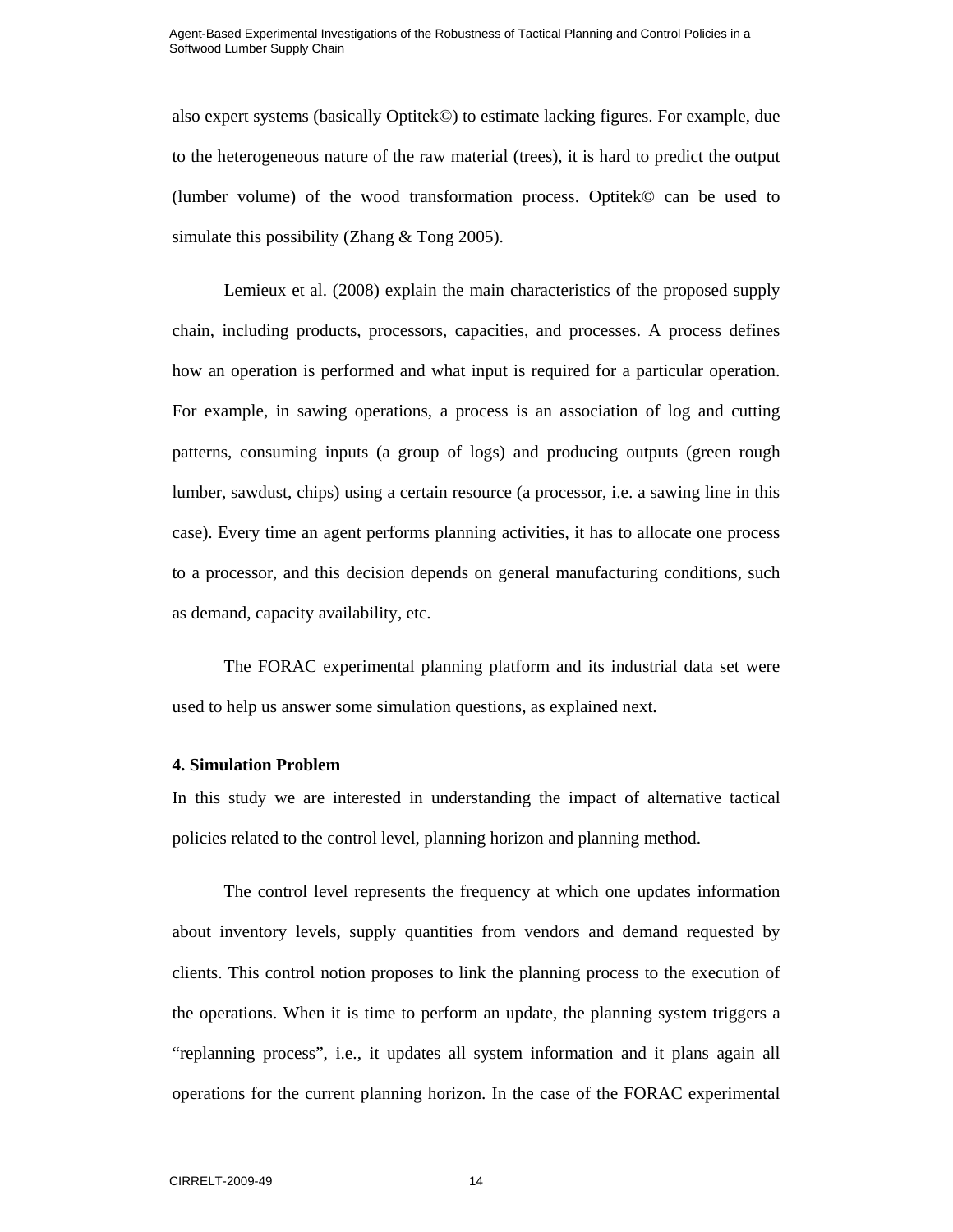also expert systems (basically Optitek©) to estimate lacking figures. For example, due to the heterogeneous nature of the raw material (trees), it is hard to predict the output (lumber volume) of the wood transformation process. Optitek© can be used to simulate this possibility (Zhang & Tong 2005).

Lemieux et al. (2008) explain the main characteristics of the proposed supply chain, including products, processors, capacities, and processes. A process defines how an operation is performed and what input is required for a particular operation. For example, in sawing operations, a process is an association of log and cutting patterns, consuming inputs (a group of logs) and producing outputs (green rough lumber, sawdust, chips) using a certain resource (a processor, i.e. a sawing line in this case). Every time an agent performs planning activities, it has to allocate one process to a processor, and this decision depends on general manufacturing conditions, such as demand, capacity availability, etc.

The FORAC experimental planning platform and its industrial data set were used to help us answer some simulation questions, as explained next.

## 4. Simulation Problem

In this study we are interested in understanding the impact of alternative tactical policies related to the control level, planning horizon and planning method.

The control level represents the frequency at which one updates information about inventory levels, supply quantities from vendors and demand requested by clients. This control notion proposes to link the planning process to the execution of the operations. When it is time to perform an update, the planning system triggers a "replanning process", i.e., it updates all system information and it plans again all operations for the current planning horizon. In the case of the FORAC experimental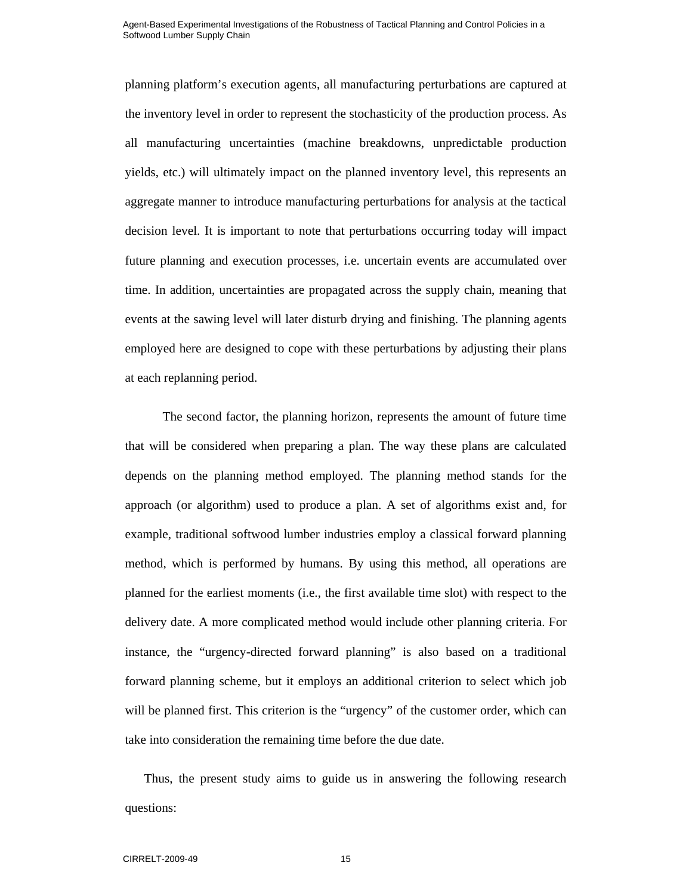planning platform's execution agents, all manufacturing perturbations are captured at the inventory level in order to represent the stochasticity of the production process. As all manufacturing uncertainties (machine breakdowns, unpredictable production yields, etc.) will ultimately impact on the planned inventory level, this represents an aggregate manner to introduce manufacturing perturbations for analysis at the tactical decision level. It is important to note that perturbations occurring today will impact future planning and execution processes, i.e. uncertain events are accumulated over time. In addition, uncertainties are propagated across the supply chain, meaning that events at the sawing level will later disturb drying and finishing. The planning agents employed here are designed to cope with these perturbations by adjusting their plans at each replanning period.

The second factor, the planning horizon, represents the amount of future time that will be considered when preparing a plan. The way these plans are calculated depends on the planning method employed. The planning method stands for the approach (or algorithm) used to produce a plan. A set of algorithms exist and, for example, traditional softwood lumber industries employ a classical forward planning method, which is performed by humans. By using this method, all operations are planned for the earliest moments (i.e., the first available time slot) with respect to the delivery date. A more complicated method would include other planning criteria. For instance, the "urgency-directed forward planning" is also based on a traditional forward planning scheme, but it employs an additional criterion to select which job will be planned first. This criterion is the "urgency" of the customer order, which can take into consideration the remaining time before the due date.

Thus, the present study aims to guide us in answering the following research questions: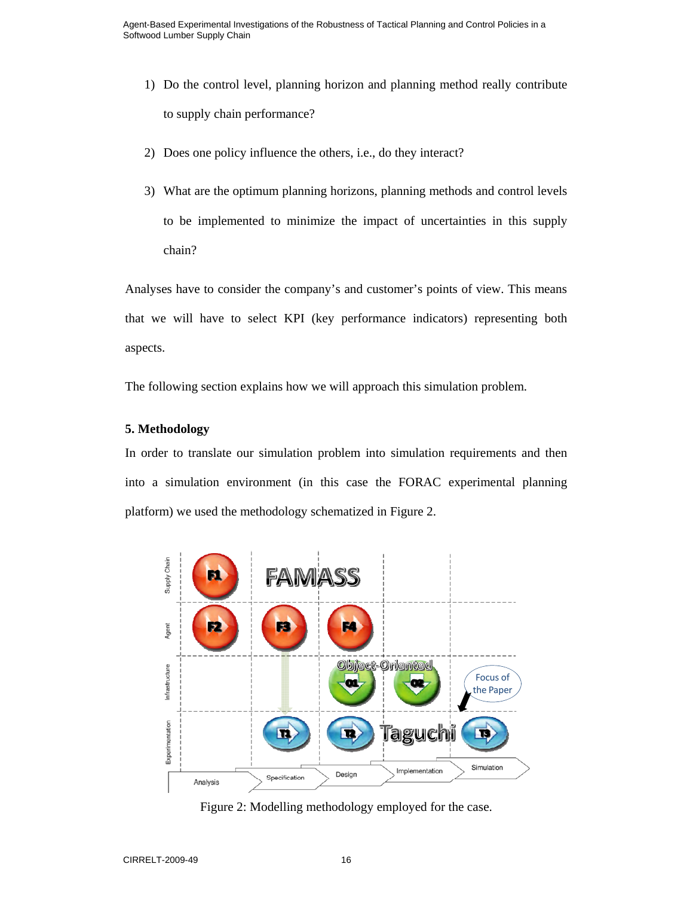1) Do the control level, planning horizon and planning method really contribute to supply chain performance?

2) Does one policy influence the others, i.e., do they interact?

3) What are the optimum planning horizons, planning methods and control levels to be implemented to minimize the impact of uncertainties in this supply chain?

Analyses have to consider the company's and customer's points of view. This means that we will have to select KPI (key performance indicators) representing both aspects.

The following section explains how we will approach this simulation problem.

## 5. Methodology

In order to translate our simulation problem into simulation requirements and then into a simulation environment (in this case the FORAC experimental planning platform) we used the methodology schematized in Figure 2.

Figure 2: Modelling methodology employed for the case.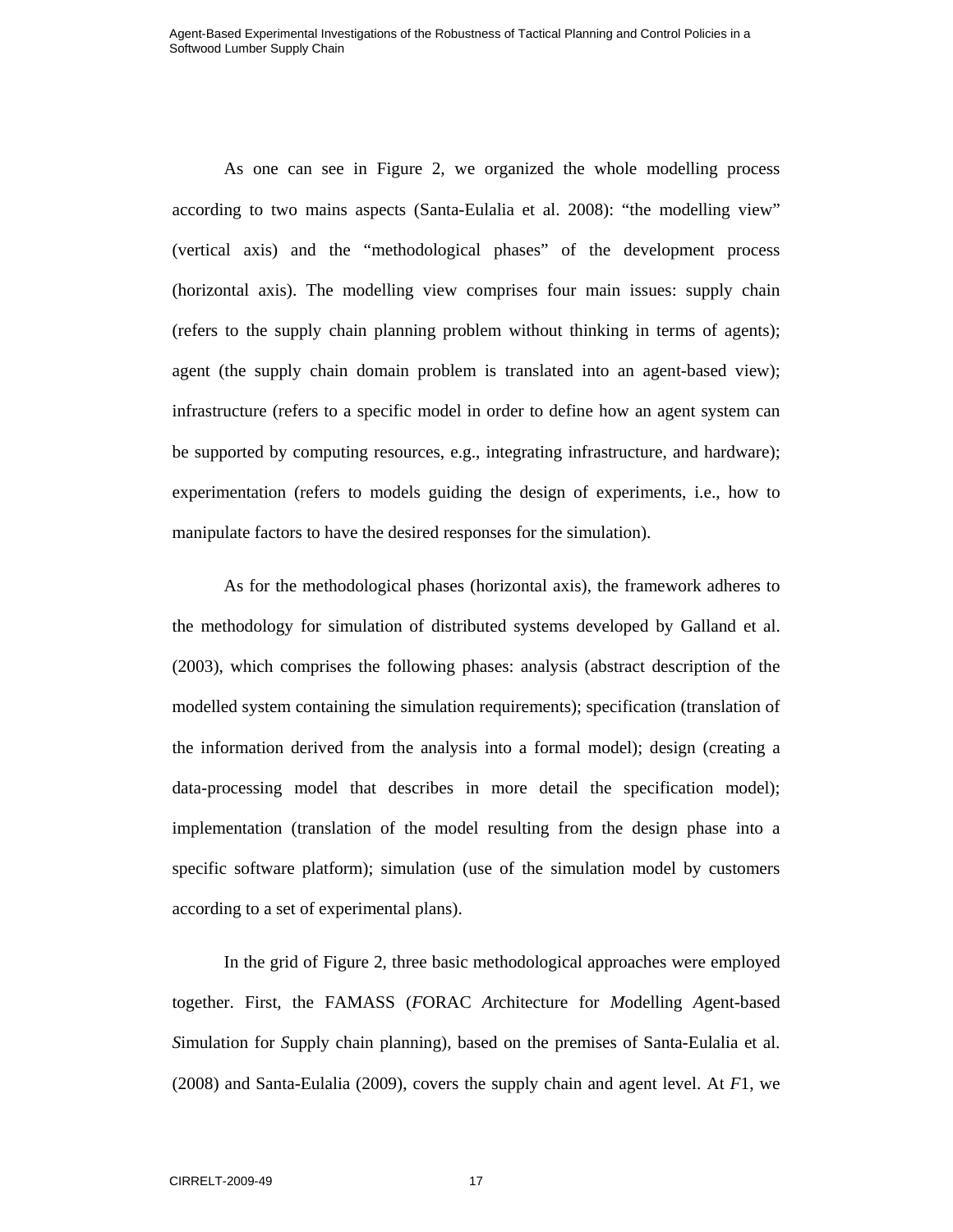As one can see in Figure 2, we organized the whole modelling process according to two mains aspects (Santa-Eulalia et al. 2008): "the modelling view" (vertical axis) and the "methodological phases" of the development process (horizontal axis). The modelling view comprises four main issues: supply chain (refers to the supply chain planning problem without thinking in terms of agents); agent (the supply chain domain problem is translated into an agent-based view); infrastructure (refers to a specific model in order to define how an agent system can be supported by computing resources, e.g., integrating infrastructure, and hardware); experimentation (refers to models guiding the design of experiments, i.e., how to manipulate factors to have the desired responses for the simulation).

As for the methodological phases (horizontal axis), the framework adheres to the methodology for simulation of distributed systems developed by Galland et al. (2003), which comprises the following phases: analysis (abstract description of the modelled system containing the simulation requirements); specification (translation of the information derived from the analysis into a formal model); design (creating a data-processing model that describes in more detail the specification model); implementation (translation of the model resulting from the design phase into a specific software platform); simulation (use of the simulation model by customers according to a set of experimental plans).

In the grid of Figure 2, three basic methodological approaches were employed together. First, the FAMASS (*F*ORAC *A*rchitecture for *M*odelling *A*gent-based *S*imulation for *S*upply chain planning), based on the premises of Santa-Eulalia et al. (2008) and Santa-Eulalia (2009), covers the supply chain and agent level. At *F*1, we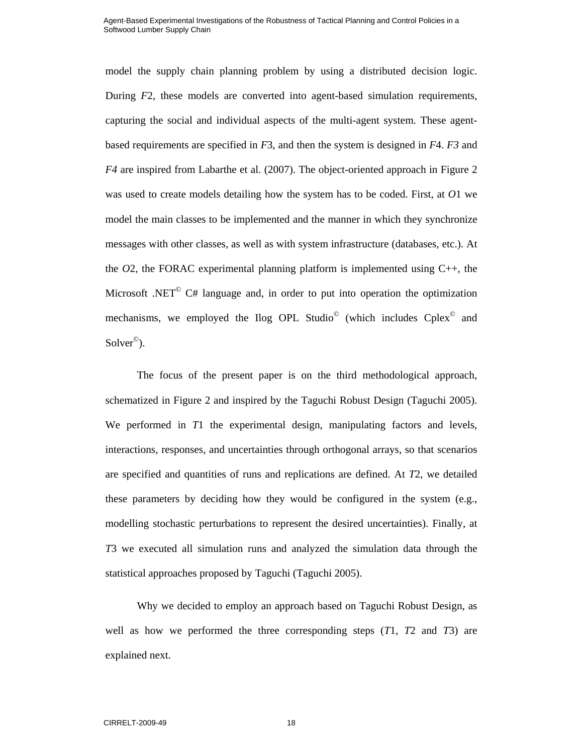model the supply chain planning problem by using a distributed decision logic. During *F*2, these models are converted into agent-based simulation requirements, capturing the social and individual aspects of the multi-agent system. These agent-based requirements are specified in *F*3, and then the system is designed in *F*4. *F3* and *F4* are inspired from Labarthe et al. (2007). The object-oriented approach in Figure 2 was used to create models detailing how the system has to be coded. First, at *O*1 we model the main classes to be implemented and the manner in which they synchronize messages with other classes, as well as with system infrastructure (databases, etc.). At the *O*2, the FORAC experimental planning platform is implemented using C++, the Microsoft .NET© C# language and, in order to put into operation the optimization mechanisms, we employed the Ilog OPL Studio© (which includes Cplex© and Solver©).

The focus of the present paper is on the third methodological approach, schematized in Figure 2 and inspired by the Taguchi Robust Design (Taguchi 2005). We performed in *T*1 the experimental design, manipulating factors and levels, interactions, responses, and uncertainties through orthogonal arrays, so that scenarios are specified and quantities of runs and replications are defined. At *T*2, we detailed these parameters by deciding how they would be configured in the system (e.g., modelling stochastic perturbations to represent the desired uncertainties). Finally, at *T*3 we executed all simulation runs and analyzed the simulation data through the statistical approaches proposed by Taguchi (Taguchi 2005).

Why we decided to employ an approach based on Taguchi Robust Design, as well as how we performed the three corresponding steps (*T*1, *T*2 and *T*3) are explained next.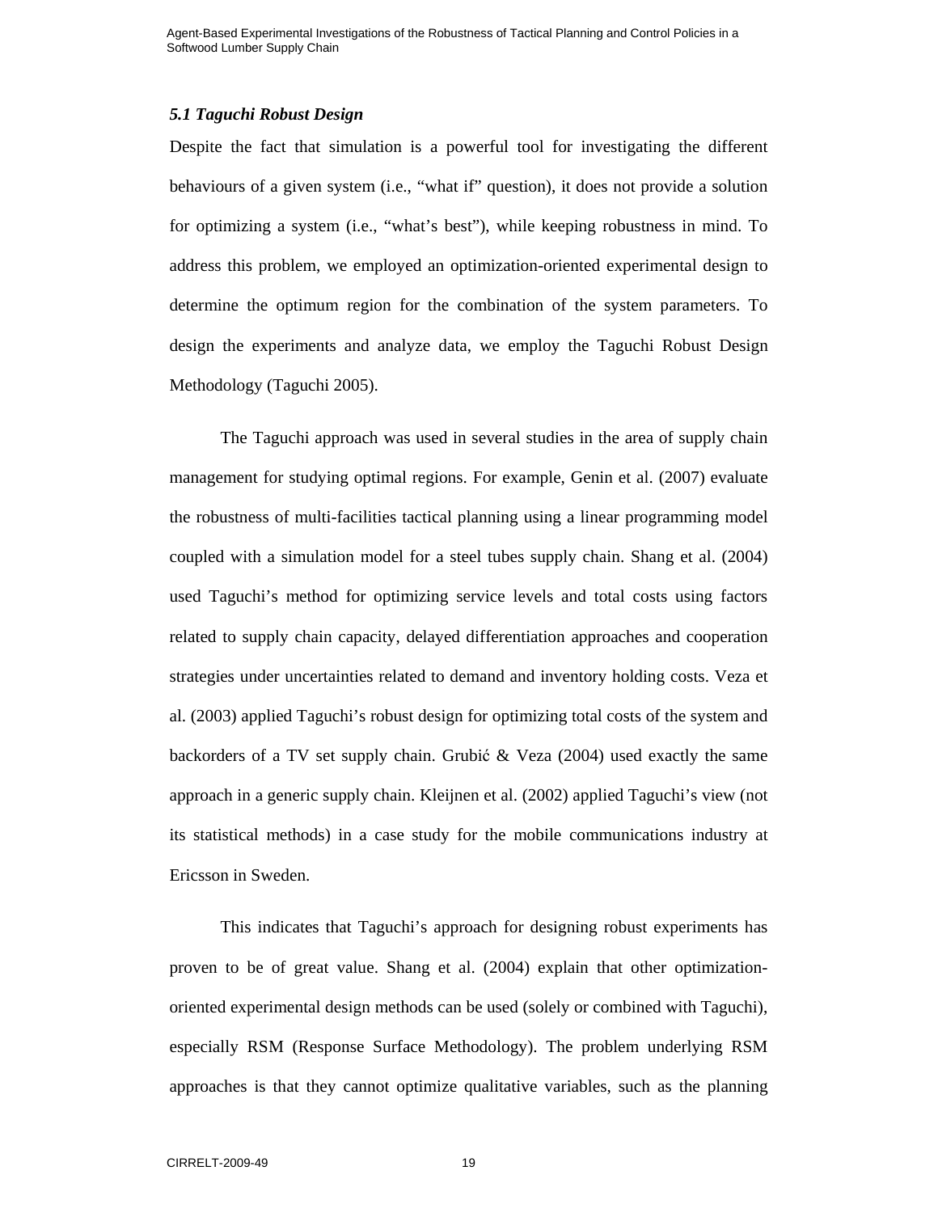### *5.1 Taguchi Robust Design*

Despite the fact that simulation is a powerful tool for investigating the different behaviours of a given system (i.e., "what if" question), it does not provide a solution for optimizing a system (i.e., "what's best"), while keeping robustness in mind. To address this problem, we employed an optimization-oriented experimental design to determine the optimum region for the combination of the system parameters. To design the experiments and analyze data, we employ the Taguchi Robust Design Methodology (Taguchi 2005).

The Taguchi approach was used in several studies in the area of supply chain management for studying optimal regions. For example, Genin et al. (2007) evaluate the robustness of multi-facilities tactical planning using a linear programming model coupled with a simulation model for a steel tubes supply chain. Shang et al. (2004) used Taguchi's method for optimizing service levels and total costs using factors related to supply chain capacity, delayed differentiation approaches and cooperation strategies under uncertainties related to demand and inventory holding costs. Veza et al. (2003) applied Taguchi's robust design for optimizing total costs of the system and backorders of a TV set supply chain. Grubić & Veza (2004) used exactly the same approach in a generic supply chain. Kleijnen et al. (2002) applied Taguchi's view (not its statistical methods) in a case study for the mobile communications industry at Ericsson in Sweden.

This indicates that Taguchi's approach for designing robust experiments has proven to be of great value. Shang et al. (2004) explain that other optimization-oriented experimental design methods can be used (solely or combined with Taguchi), especially RSM (Response Surface Methodology). The problem underlying RSM approaches is that they cannot optimize qualitative variables, such as the planning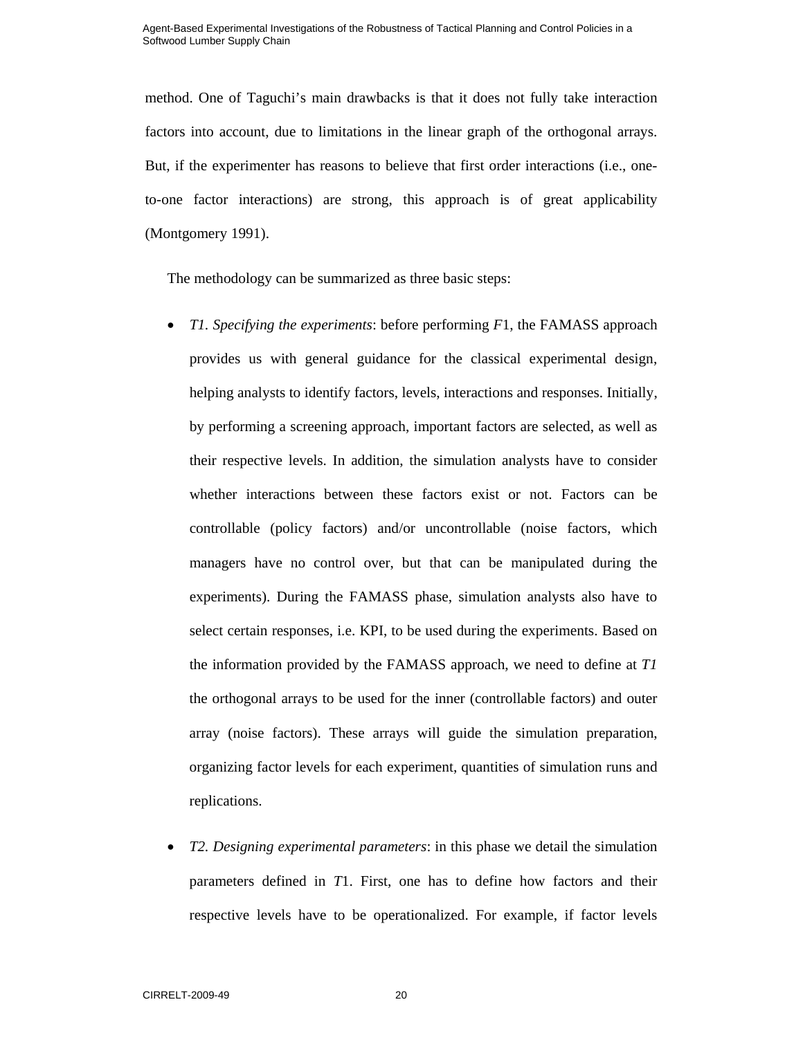method. One of Taguchi's main drawbacks is that it does not fully take interaction factors into account, due to limitations in the linear graph of the orthogonal arrays. But, if the experimenter has reasons to believe that first order interactions (i.e., one-to-one factor interactions) are strong, this approach is of great applicability (Montgomery 1991).

The methodology can be summarized as three basic steps:

- *T1. Specifying the experiments*: before performing *F*1, the FAMASS approach provides us with general guidance for the classical experimental design, helping analysts to identify factors, levels, interactions and responses. Initially, by performing a screening approach, important factors are selected, as well as their respective levels. In addition, the simulation analysts have to consider whether interactions between these factors exist or not. Factors can be controllable (policy factors) and/or uncontrollable (noise factors, which managers have no control over, but that can be manipulated during the experiments). During the FAMASS phase, simulation analysts also have to select certain responses, i.e. KPI, to be used during the experiments. Based on the information provided by the FAMASS approach, we need to define at *T1* the orthogonal arrays to be used for the inner (controllable factors) and outer array (noise factors). These arrays will guide the simulation preparation, organizing factor levels for each experiment, quantities of simulation runs and replications.

- *T2. Designing experimental parameters*: in this phase we detail the simulation parameters defined in *T*1. First, one has to define how factors and their respective levels have to be operationalized. For example, if factor levels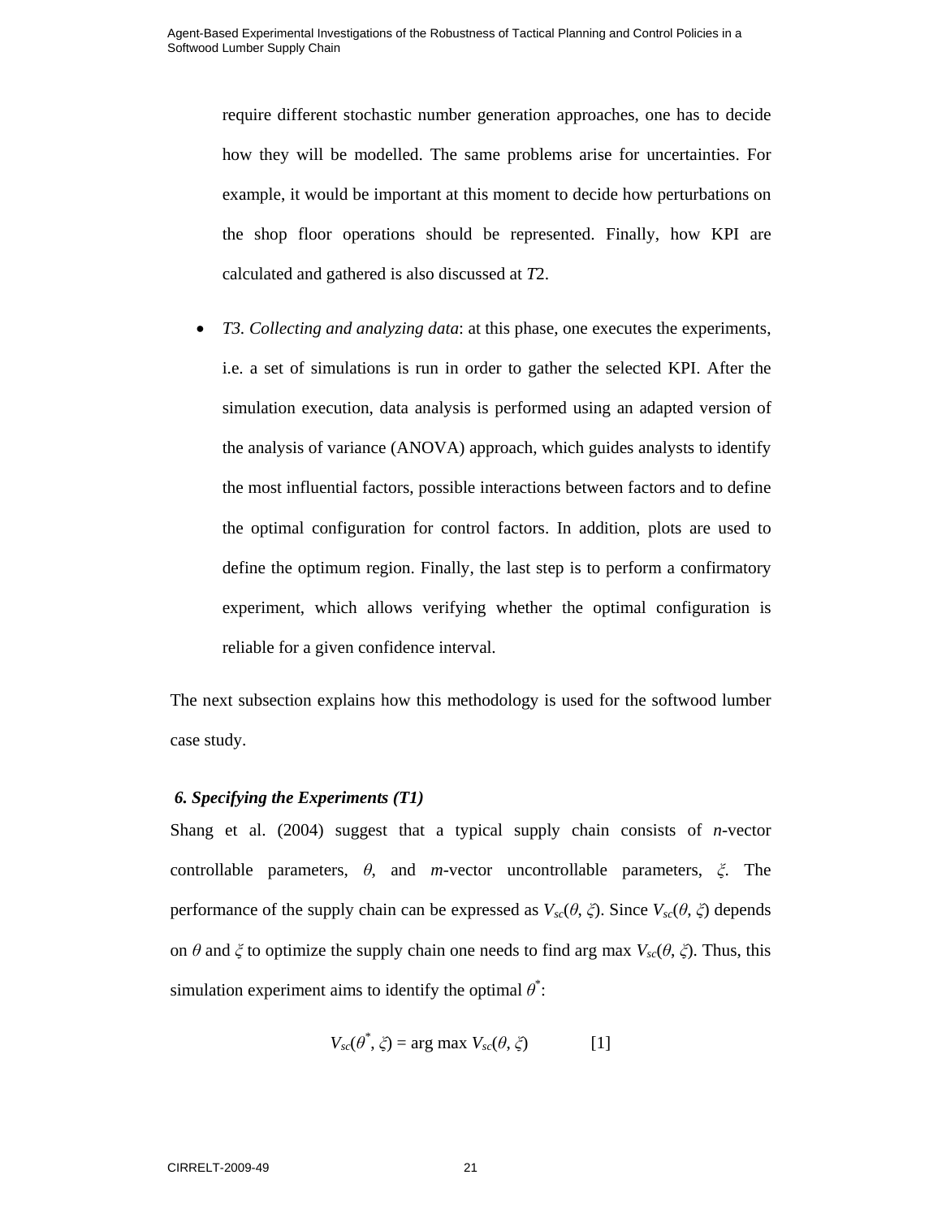require different stochastic number generation approaches, one has to decide how they will be modelled. The same problems arise for uncertainties. For example, it would be important at this moment to decide how perturbations on the shop floor operations should be represented. Finally, how KPI are calculated and gathered is also discussed at *T*2.

- *T3. Collecting and analyzing data*: at this phase, one executes the experiments, i.e. a set of simulations is run in order to gather the selected KPI. After the simulation execution, data analysis is performed using an adapted version of the analysis of variance (ANOVA) approach, which guides analysts to identify the most influential factors, possible interactions between factors and to define the optimal configuration for control factors. In addition, plots are used to define the optimum region. Finally, the last step is to perform a confirmatory experiment, which allows verifying whether the optimal configuration is reliable for a given confidence interval.

The next subsection explains how this methodology is used for the softwood lumber case study.

### *6. Specifying the Experiments (T1)*

Shang et al. (2004) suggest that a typical supply chain consists of *n*-vector controllable parameters, $\theta$, and *m*-vector uncontrollable parameters, $\xi$. The performance of the supply chain can be expressed as $V_{sc}(\theta, \xi)$. Since $V_{sc}(\theta, \xi)$ depends on $\theta$ and $\xi$ to optimize the supply chain one needs to find arg max $V_{sc}(\theta, \xi)$. Thus, this simulation experiment aims to identify the optimal $\theta^*$:

$$V_{sc}(\theta^*, \xi) = \arg\max V_{sc}(\theta, \xi) \qquad [1]$$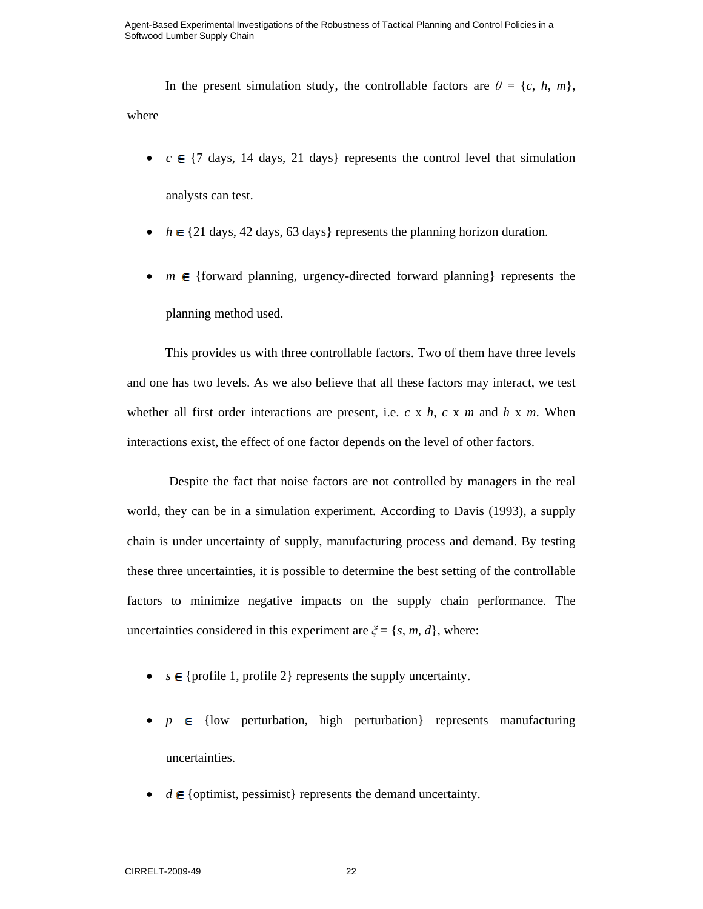In the present simulation study, the controllable factors are $\theta = \{c, h, m\}$, where

- $c \in$ {7 days, 14 days, 21 days} represents the control level that simulation analysts can test.
- $h \in$ {21 days, 42 days, 63 days} represents the planning horizon duration.
- $m \in$ {forward planning, urgency-directed forward planning} represents the planning method used.

This provides us with three controllable factors. Two of them have three levels and one has two levels. As we also believe that all these factors may interact, we test whether all first order interactions are present, i.e. $c$ x $h$, $c$ x $m$ and $h$ x $m$. When interactions exist, the effect of one factor depends on the level of other factors.

Despite the fact that noise factors are not controlled by managers in the real world, they can be in a simulation experiment. According to Davis (1993), a supply chain is under uncertainty of supply, manufacturing process and demand. By testing these three uncertainties, it is possible to determine the best setting of the controllable factors to minimize negative impacts on the supply chain performance. The uncertainties considered in this experiment are $\xi = \{s, m, d\}$, where:

- $s \in$ {profile 1, profile 2} represents the supply uncertainty.
- $p \in$ {low perturbation, high perturbation} represents manufacturing uncertainties.
- $d \in$ {optimist, pessimist} represents the demand uncertainty.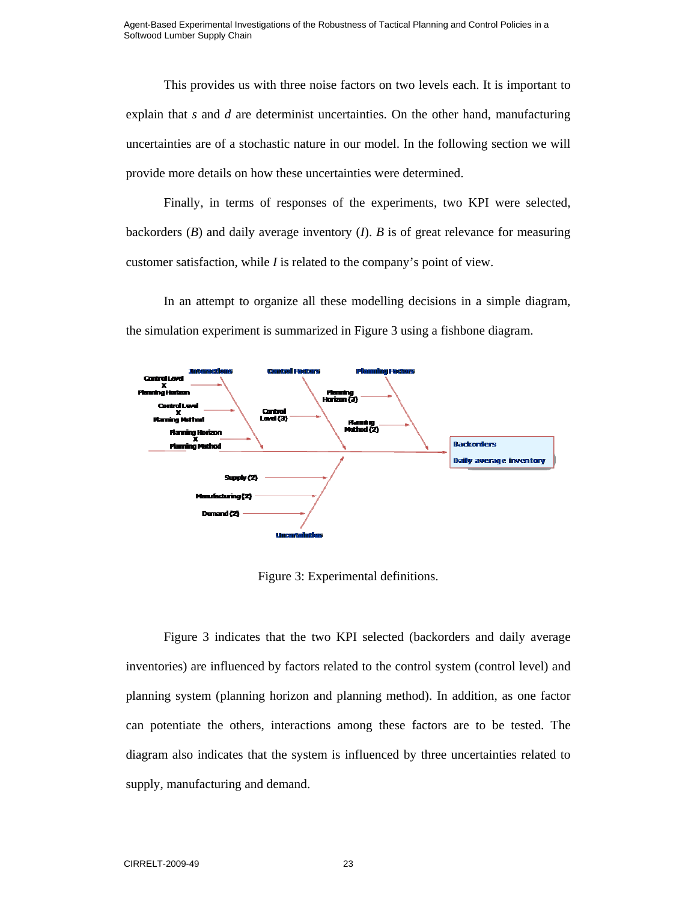This provides us with three noise factors on two levels each. It is important to explain that *s* and *d* are determinist uncertainties. On the other hand, manufacturing uncertainties are of a stochastic nature in our model. In the following section we will provide more details on how these uncertainties were determined.

Finally, in terms of responses of the experiments, two KPI were selected, backorders (*B*) and daily average inventory (*I*). *B* is of great relevance for measuring customer satisfaction, while *I* is related to the company's point of view.

In an attempt to organize all these modelling decisions in a simple diagram, the simulation experiment is summarized in Figure 3 using a fishbone diagram.

Figure 3: Experimental definitions.

Figure 3 indicates that the two KPI selected (backorders and daily average inventories) are influenced by factors related to the control system (control level) and planning system (planning horizon and planning method). In addition, as one factor can potentiate the others, interactions among these factors are to be tested. The diagram also indicates that the system is influenced by three uncertainties related to supply, manufacturing and demand.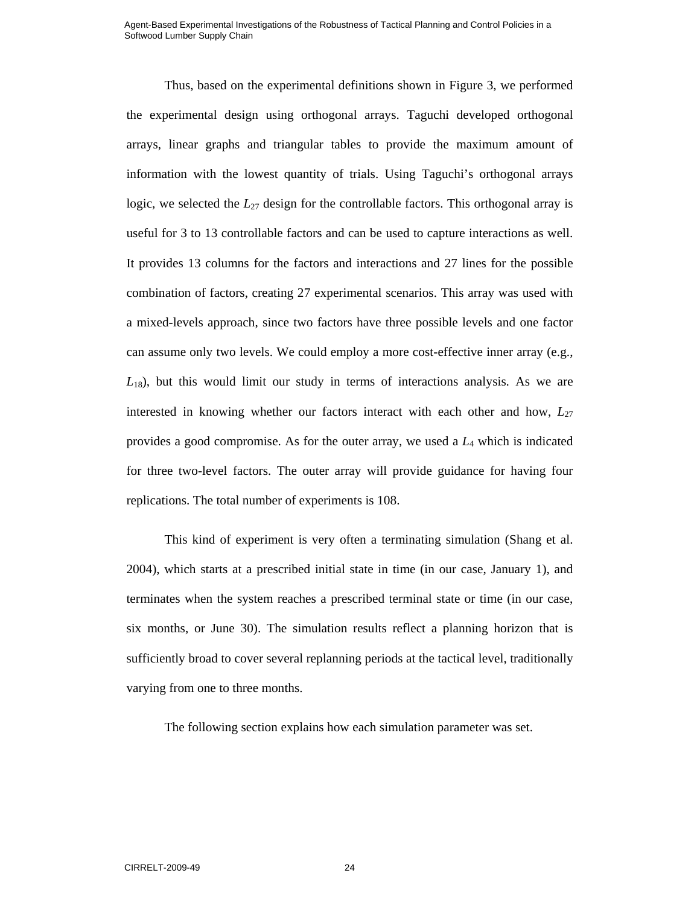Thus, based on the experimental definitions shown in Figure 3, we performed the experimental design using orthogonal arrays. Taguchi developed orthogonal arrays, linear graphs and triangular tables to provide the maximum amount of information with the lowest quantity of trials. Using Taguchi's orthogonal arrays logic, we selected the $L_{27}$ design for the controllable factors. This orthogonal array is useful for 3 to 13 controllable factors and can be used to capture interactions as well. It provides 13 columns for the factors and interactions and 27 lines for the possible combination of factors, creating 27 experimental scenarios. This array was used with a mixed-levels approach, since two factors have three possible levels and one factor can assume only two levels. We could employ a more cost-effective inner array (e.g., $L_{18}$), but this would limit our study in terms of interactions analysis. As we are interested in knowing whether our factors interact with each other and how, $L_{27}$ provides a good compromise. As for the outer array, we used a $L_4$ which is indicated for three two-level factors. The outer array will provide guidance for having four replications. The total number of experiments is 108.

This kind of experiment is very often a terminating simulation (Shang et al. 2004), which starts at a prescribed initial state in time (in our case, January 1), and terminates when the system reaches a prescribed terminal state or time (in our case, six months, or June 30). The simulation results reflect a planning horizon that is sufficiently broad to cover several replanning periods at the tactical level, traditionally varying from one to three months.

The following section explains how each simulation parameter was set.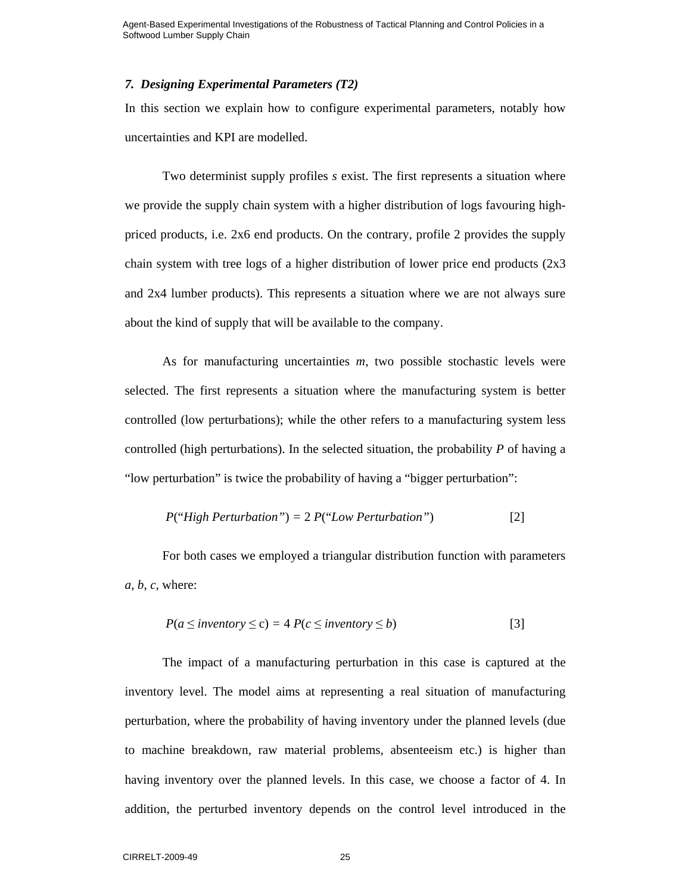### *7. Designing Experimental Parameters (T2)*

In this section we explain how to configure experimental parameters, notably how uncertainties and KPI are modelled.

Two determinist supply profiles $s$ exist. The first represents a situation where we provide the supply chain system with a higher distribution of logs favouring high-priced products, i.e. 2x6 end products. On the contrary, profile 2 provides the supply chain system with tree logs of a higher distribution of lower price end products (2x3 and 2x4 lumber products). This represents a situation where we are not always sure about the kind of supply that will be available to the company.

As for manufacturing uncertainties $m$, two possible stochastic levels were selected. The first represents a situation where the manufacturing system is better controlled (low perturbations); while the other refers to a manufacturing system less controlled (high perturbations). In the selected situation, the probability $P$ of having a "low perturbation" is twice the probability of having a "bigger perturbation":

$$P(\text{"High Perturbation"}) = 2\,P(\text{"Low Perturbation"}) \qquad [2]$$

For both cases we employed a triangular distribution function with parameters $a$, $b$, $c$, where:

$$P(a \leq inventory \leq \text{c}) = 4\,P(c \leq inventory \leq b) \qquad [3]$$

The impact of a manufacturing perturbation in this case is captured at the inventory level. The model aims at representing a real situation of manufacturing perturbation, where the probability of having inventory under the planned levels (due to machine breakdown, raw material problems, absenteeism etc.) is higher than having inventory over the planned levels. In this case, we choose a factor of 4. In addition, the perturbed inventory depends on the control level introduced in the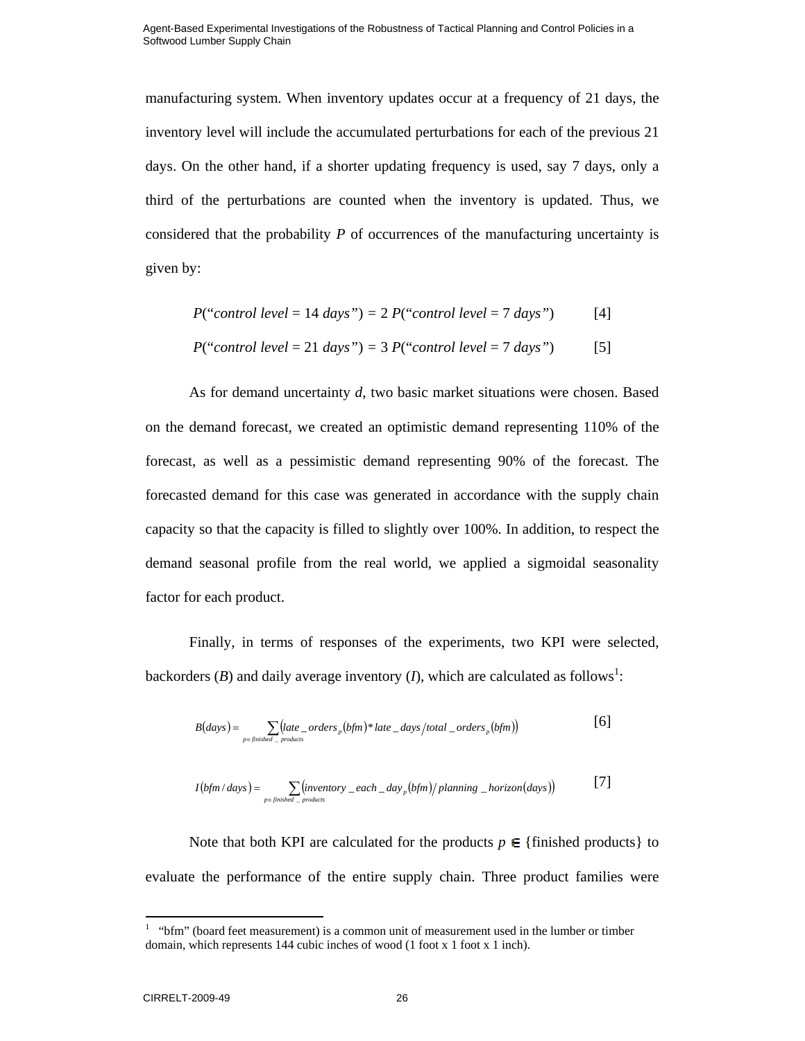manufacturing system. When inventory updates occur at a frequency of 21 days, the inventory level will include the accumulated perturbations for each of the previous 21 days. On the other hand, if a shorter updating frequency is used, say 7 days, only a third of the perturbations are counted when the inventory is updated. Thus, we considered that the probability $P$ of occurrences of the manufacturing uncertainty is given by:

$$P(\text{“}control\ level = 14\ days\text{”}) = 2\ P(\text{“}control\ level = 7\ days\text{”}) \qquad [4]$$

$$P(\text{“}control\ level = 21\ days\text{”}) = 3\ P(\text{“}control\ level = 7\ days\text{”}) \qquad [5]$$

As for demand uncertainty $d$, two basic market situations were chosen. Based on the demand forecast, we created an optimistic demand representing 110% of the forecast, as well as a pessimistic demand representing 90% of the forecast. The forecasted demand for this case was generated in accordance with the supply chain capacity so that the capacity is filled to slightly over 100%. In addition, to respect the demand seasonal profile from the real world, we applied a sigmoidal seasonality factor for each product.

Finally, in terms of responses of the experiments, two KPI were selected, backorders ($B$) and daily average inventory ($I$), which are calculated as follows[1]:

$$B(days) = \sum_{p \in finished\_products} \left( late\_orders_p(bfm) * late\_days / total\_orders_p(bfm) \right) \qquad [6]$$

$$I(bfm/days) = \sum_{p \in finished\_products} \left( inventory\_each\_day_p(bfm) / planning\_horizon(days) \right) \qquad [7]$$

Note that both KPI are calculated for the products $p \in$ {finished products} to evaluate the performance of the entire supply chain. Three product families were

[1] “bfm” (board feet measurement) is a common unit of measurement used in the lumber or timber domain, which represents 144 cubic inches of wood (1 foot x 1 foot x 1 inch).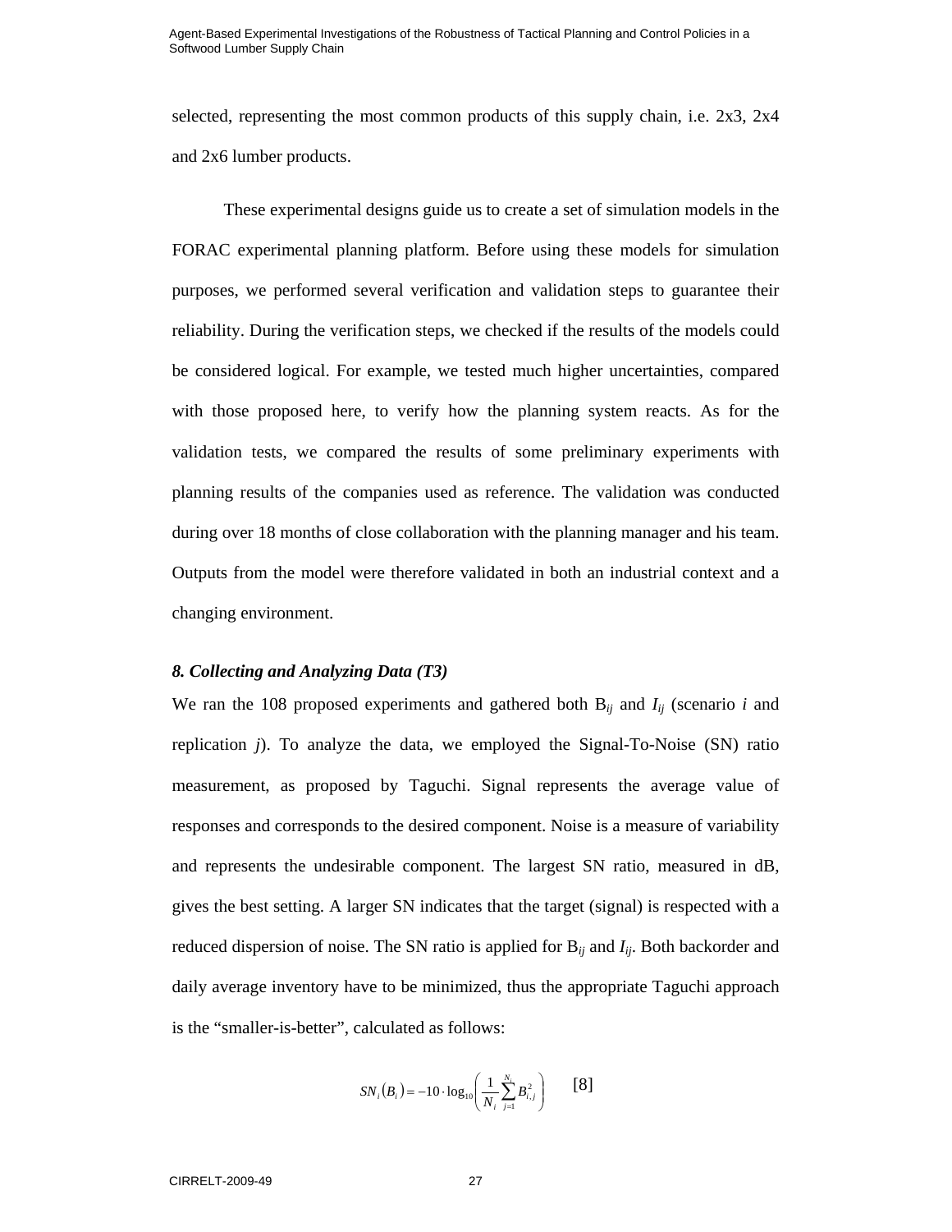selected, representing the most common products of this supply chain, i.e. 2x3, 2x4 and 2x6 lumber products.

These experimental designs guide us to create a set of simulation models in the FORAC experimental planning platform. Before using these models for simulation purposes, we performed several verification and validation steps to guarantee their reliability. During the verification steps, we checked if the results of the models could be considered logical. For example, we tested much higher uncertainties, compared with those proposed here, to verify how the planning system reacts. As for the validation tests, we compared the results of some preliminary experiments with planning results of the companies used as reference. The validation was conducted during over 18 months of close collaboration with the planning manager and his team. Outputs from the model were therefore validated in both an industrial context and a changing environment.

### *8. Collecting and Analyzing Data (T3)*

We ran the 108 proposed experiments and gathered both $B_{ij}$ and $I_{ij}$ (scenario *i* and replication *j*). To analyze the data, we employed the Signal-To-Noise (SN) ratio measurement, as proposed by Taguchi. Signal represents the average value of responses and corresponds to the desired component. Noise is a measure of variability and represents the undesirable component. The largest SN ratio, measured in dB, gives the best setting. A larger SN indicates that the target (signal) is respected with a reduced dispersion of noise. The SN ratio is applied for $B_{ij}$ and $I_{ij}$. Both backorder and daily average inventory have to be minimized, thus the appropriate Taguchi approach is the "smaller-is-better", calculated as follows:

$$SN_i(B_i) = -10 \cdot \log_{10}\left(\frac{1}{N_i}\sum_{j=1}^{N_i} B_{i,j}^2\right) \qquad [8]$$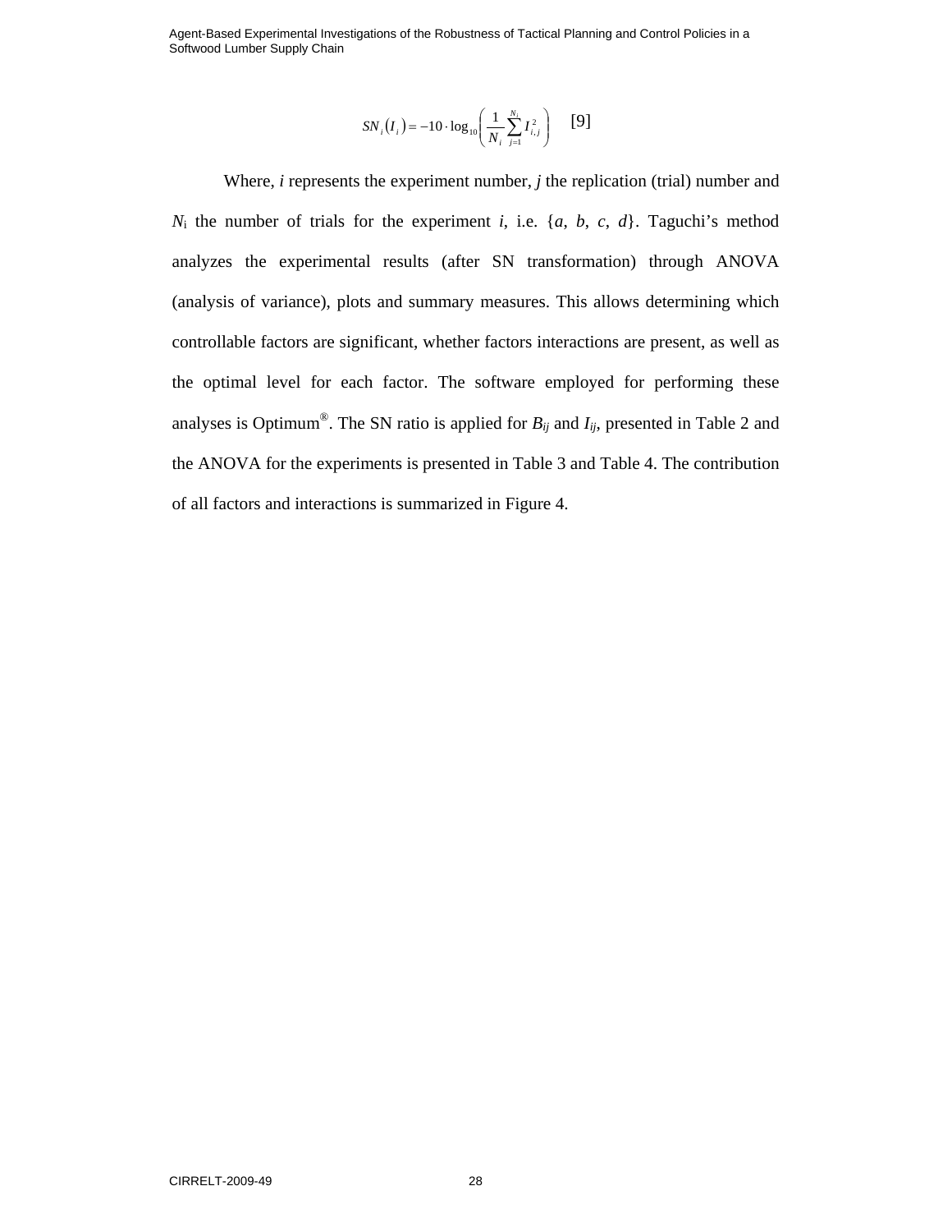$$SN_i(I_i) = -10 \cdot \log_{10}\left(\frac{1}{N_i}\sum_{j=1}^{N_i} I_{i,j}^2\right) \quad [9]$$

Where, $i$ represents the experiment number, $j$ the replication (trial) number and $N_i$ the number of trials for the experiment $i$, i.e. $\{a, b, c, d\}$. Taguchi's method analyzes the experimental results (after SN transformation) through ANOVA (analysis of variance), plots and summary measures. This allows determining which controllable factors are significant, whether factors interactions are present, as well as the optimal level for each factor. The software employed for performing these analyses is Optimum®. The SN ratio is applied for $B_{ij}$ and $I_{ij}$, presented in Table 2 and the ANOVA for the experiments is presented in Table 3 and Table 4. The contribution of all factors and interactions is summarized in Figure 4.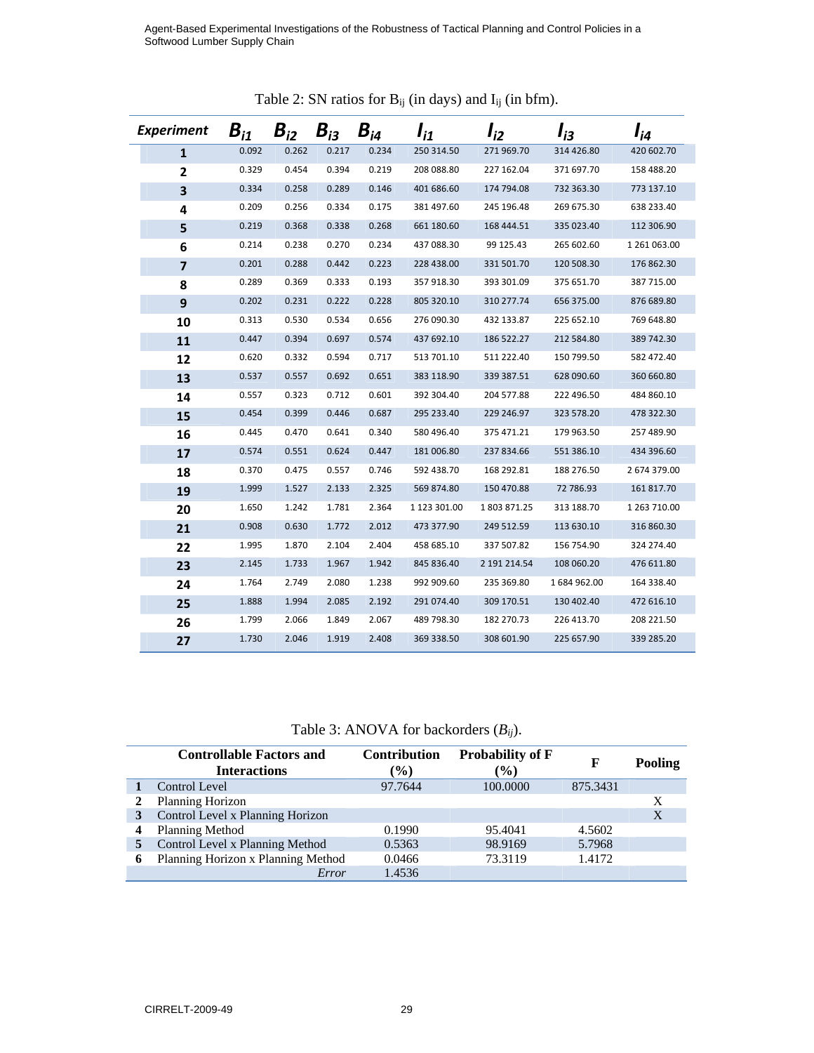Table 2: SN ratios for $B_{ij}$ (in days) and $I_{ij}$ (in bfm).

| Experiment | $B_{i1}$ | $B_{i2}$ | $B_{i3}$ | $B_{i4}$ | $I_{i1}$ | $I_{i2}$ | $I_{i3}$ | $I_{i4}$ |
|---|---|---|---|---|---|---|---|---|
| 1 | 0.092 | 0.262 | 0.217 | 0.234 | 250 314.50 | 271 969.70 | 314 426.80 | 420 602.70 |
| 2 | 0.329 | 0.454 | 0.394 | 0.219 | 208 088.80 | 227 162.04 | 371 697.70 | 158 488.20 |
| 3 | 0.334 | 0.258 | 0.289 | 0.146 | 401 686.60 | 174 794.08 | 732 363.30 | 773 137.10 |
| 4 | 0.209 | 0.256 | 0.334 | 0.175 | 381 497.60 | 245 196.48 | 269 675.30 | 638 233.40 |
| 5 | 0.219 | 0.368 | 0.338 | 0.268 | 661 180.60 | 168 444.51 | 335 023.40 | 112 306.90 |
| 6 | 0.214 | 0.238 | 0.270 | 0.234 | 437 088.30 | 99 125.43 | 265 602.60 | 1 261 063.00 |
| 7 | 0.201 | 0.288 | 0.442 | 0.223 | 228 438.00 | 331 501.70 | 120 508.30 | 176 862.30 |
| 8 | 0.289 | 0.369 | 0.333 | 0.193 | 357 918.30 | 393 301.09 | 375 651.70 | 387 715.00 |
| 9 | 0.202 | 0.231 | 0.222 | 0.228 | 805 320.10 | 310 277.74 | 656 375.00 | 876 689.80 |
| 10 | 0.313 | 0.530 | 0.534 | 0.656 | 276 090.30 | 432 133.87 | 225 652.10 | 769 648.80 |
| 11 | 0.447 | 0.394 | 0.697 | 0.574 | 437 692.10 | 186 522.27 | 212 584.80 | 389 742.30 |
| 12 | 0.620 | 0.332 | 0.594 | 0.717 | 513 701.10 | 511 222.40 | 150 799.50 | 582 472.40 |
| 13 | 0.537 | 0.557 | 0.692 | 0.651 | 383 118.90 | 339 387.51 | 628 090.60 | 360 660.80 |
| 14 | 0.557 | 0.323 | 0.712 | 0.601 | 392 304.40 | 204 577.88 | 222 496.50 | 484 860.10 |
| 15 | 0.454 | 0.399 | 0.446 | 0.687 | 295 233.40 | 229 246.97 | 323 578.20 | 478 322.30 |
| 16 | 0.445 | 0.470 | 0.641 | 0.340 | 580 496.40 | 375 471.21 | 179 963.50 | 257 489.90 |
| 17 | 0.574 | 0.551 | 0.624 | 0.447 | 181 006.80 | 237 834.66 | 551 386.10 | 434 396.60 |
| 18 | 0.370 | 0.475 | 0.557 | 0.746 | 592 438.70 | 168 292.81 | 188 276.50 | 2 674 379.00 |
| 19 | 1.999 | 1.527 | 2.133 | 2.325 | 569 874.80 | 150 470.88 | 72 786.93 | 161 817.70 |
| 20 | 1.650 | 1.242 | 1.781 | 2.364 | 1 123 301.00 | 1 803 871.25 | 313 188.70 | 1 263 710.00 |
| 21 | 0.908 | 0.630 | 1.772 | 2.012 | 473 377.90 | 249 512.59 | 113 630.10 | 316 860.30 |
| 22 | 1.995 | 1.870 | 2.104 | 2.404 | 458 685.10 | 337 507.82 | 156 754.90 | 324 274.40 |
| 23 | 2.145 | 1.733 | 1.967 | 1.942 | 845 836.40 | 2 191 214.54 | 108 060.20 | 476 611.80 |
| 24 | 1.764 | 2.749 | 2.080 | 1.238 | 992 909.60 | 235 369.80 | 1 684 962.00 | 164 338.40 |
| 25 | 1.888 | 1.994 | 2.085 | 2.192 | 291 074.40 | 309 170.51 | 130 402.40 | 472 616.10 |
| 26 | 1.799 | 2.066 | 1.849 | 2.067 | 489 798.30 | 182 270.73 | 226 413.70 | 208 221.50 |
| 27 | 1.730 | 2.046 | 1.919 | 2.408 | 369 338.50 | 308 601.90 | 225 657.90 | 339 285.20 |

Table 3: ANOVA for backorders ($B_{ij}$).

| | Controllable Factors and Interactions | Contribution (%) | Probability of F (%) | F | Pooling |
|---|---|---|---|---|---|
| 1 | Control Level | 97.7644 | 100.0000 | 875.3431 | |
| 2 | Planning Horizon | | | | X |
| 3 | Control Level x Planning Horizon | | | | X |
| 4 | Planning Method | 0.1990 | 95.4041 | 4.5602 | |
| 5 | Control Level x Planning Method | 0.5363 | 98.9169 | 5.7968 | |
| 6 | Planning Horizon x Planning Method | 0.0466 | 73.3119 | 1.4172 | |
| | *Error* | 1.4536 | | | |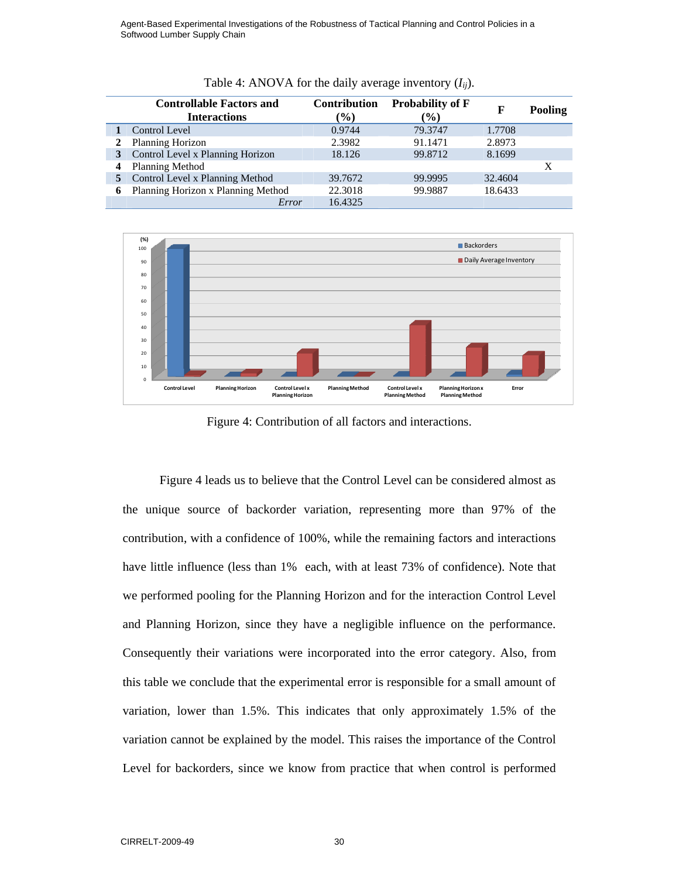Table 4: ANOVA for the daily average inventory ($I_{ij}$).

| | Controllable Factors and Interactions | Contribution (%) | Probability of F (%) | F | Pooling |
|---|---|---|---|---|---|
| **1** | Control Level | 0.9744 | 79.3747 | 1.7708 | |
| **2** | Planning Horizon | 2.3982 | 91.1471 | 2.8973 | |
| **3** | Control Level x Planning Horizon | 18.126 | 99.8712 | 8.1699 | |
| **4** | Planning Method | | | | X |
| **5** | Control Level x Planning Method | 39.7672 | 99.9995 | 32.4604 | |
| **6** | Planning Horizon x Planning Method | 22.3018 | 99.9887 | 18.6433 | |
| | *Error* | 16.4325 | | | |

Figure 4: Contribution of all factors and interactions.

Figure 4 leads us to believe that the Control Level can be considered almost as the unique source of backorder variation, representing more than 97% of the contribution, with a confidence of 100%, while the remaining factors and interactions have little influence (less than 1% each, with at least 73% of confidence). Note that we performed pooling for the Planning Horizon and for the interaction Control Level and Planning Horizon, since they have a negligible influence on the performance. Consequently their variations were incorporated into the error category. Also, from this table we conclude that the experimental error is responsible for a small amount of variation, lower than 1.5%. This indicates that only approximately 1.5% of the variation cannot be explained by the model. This raises the importance of the Control Level for backorders, since we know from practice that when control is performed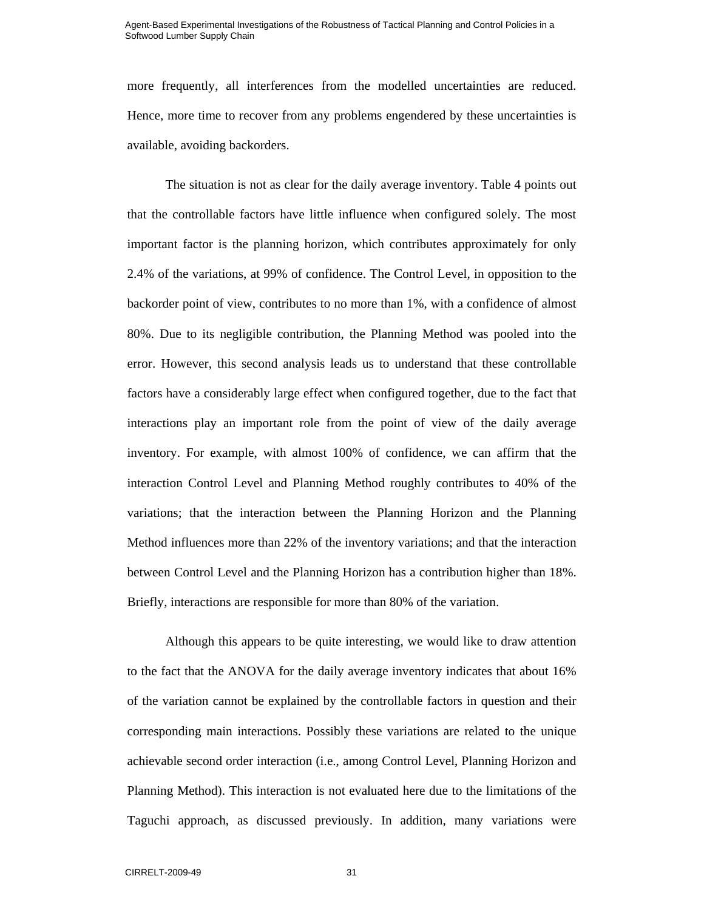more frequently, all interferences from the modelled uncertainties are reduced. Hence, more time to recover from any problems engendered by these uncertainties is available, avoiding backorders.

The situation is not as clear for the daily average inventory. Table 4 points out that the controllable factors have little influence when configured solely. The most important factor is the planning horizon, which contributes approximately for only 2.4% of the variations, at 99% of confidence. The Control Level, in opposition to the backorder point of view, contributes to no more than 1%, with a confidence of almost 80%. Due to its negligible contribution, the Planning Method was pooled into the error. However, this second analysis leads us to understand that these controllable factors have a considerably large effect when configured together, due to the fact that interactions play an important role from the point of view of the daily average inventory. For example, with almost 100% of confidence, we can affirm that the interaction Control Level and Planning Method roughly contributes to 40% of the variations; that the interaction between the Planning Horizon and the Planning Method influences more than 22% of the inventory variations; and that the interaction between Control Level and the Planning Horizon has a contribution higher than 18%. Briefly, interactions are responsible for more than 80% of the variation.

Although this appears to be quite interesting, we would like to draw attention to the fact that the ANOVA for the daily average inventory indicates that about 16% of the variation cannot be explained by the controllable factors in question and their corresponding main interactions. Possibly these variations are related to the unique achievable second order interaction (i.e., among Control Level, Planning Horizon and Planning Method). This interaction is not evaluated here due to the limitations of the Taguchi approach, as discussed previously. In addition, many variations were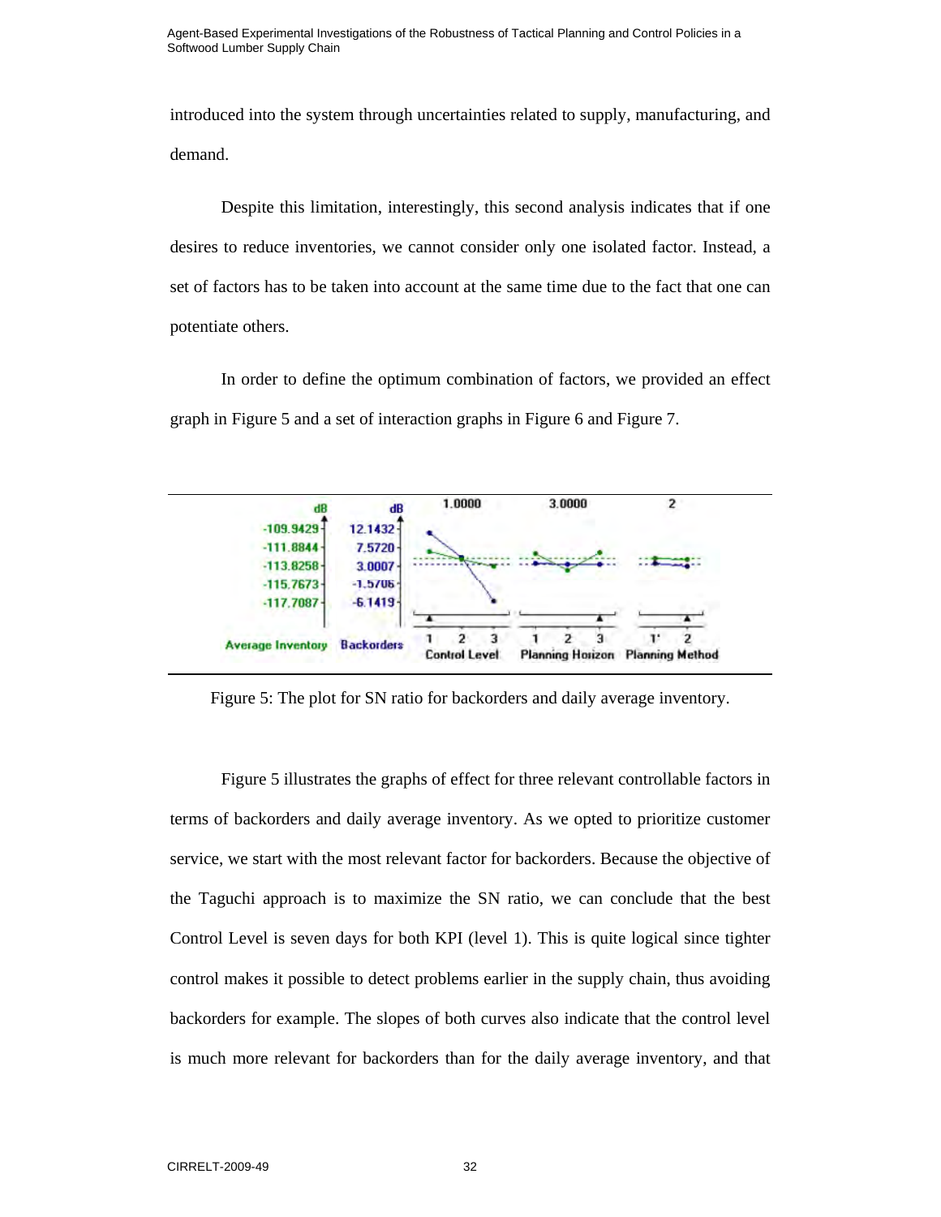introduced into the system through uncertainties related to supply, manufacturing, and demand.

Despite this limitation, interestingly, this second analysis indicates that if one desires to reduce inventories, we cannot consider only one isolated factor. Instead, a set of factors has to be taken into account at the same time due to the fact that one can potentiate others.

In order to define the optimum combination of factors, we provided an effect graph in Figure 5 and a set of interaction graphs in Figure 6 and Figure 7.

Figure 5: The plot for SN ratio for backorders and daily average inventory.

Figure 5 illustrates the graphs of effect for three relevant controllable factors in terms of backorders and daily average inventory. As we opted to prioritize customer service, we start with the most relevant factor for backorders. Because the objective of the Taguchi approach is to maximize the SN ratio, we can conclude that the best Control Level is seven days for both KPI (level 1). This is quite logical since tighter control makes it possible to detect problems earlier in the supply chain, thus avoiding backorders for example. The slopes of both curves also indicate that the control level is much more relevant for backorders than for the daily average inventory, and that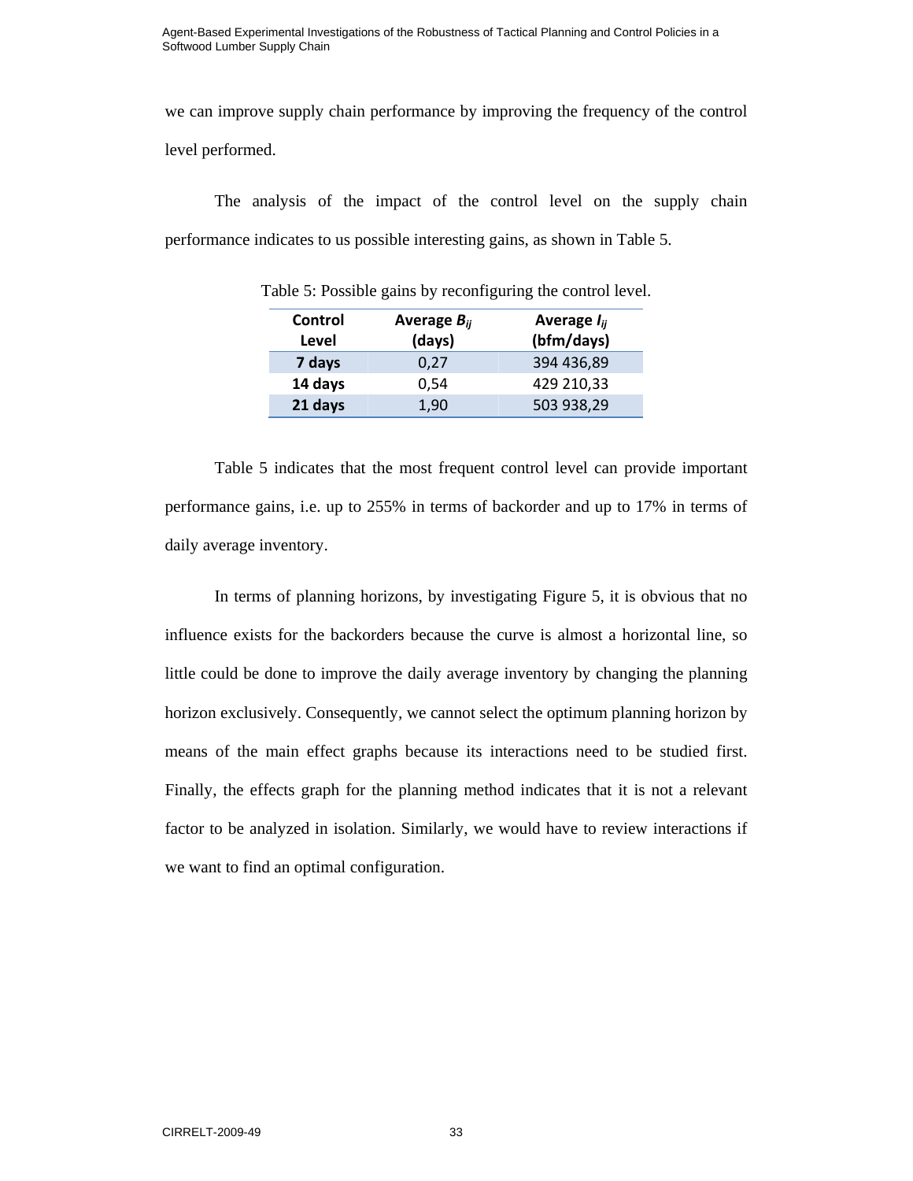we can improve supply chain performance by improving the frequency of the control level performed.

The analysis of the impact of the control level on the supply chain performance indicates to us possible interesting gains, as shown in Table 5.

Table 5: Possible gains by reconfiguring the control level.

| Control Level | Average $B_{ij}$ (days) | Average $I_{ij}$ (bfm/days) |
|---|---|---|
| **7 days** | 0,27 | 394 436,89 |
| **14 days** | 0,54 | 429 210,33 |
| **21 days** | 1,90 | 503 938,29 |

Table 5 indicates that the most frequent control level can provide important performance gains, i.e. up to 255% in terms of backorder and up to 17% in terms of daily average inventory.

In terms of planning horizons, by investigating Figure 5, it is obvious that no influence exists for the backorders because the curve is almost a horizontal line, so little could be done to improve the daily average inventory by changing the planning horizon exclusively. Consequently, we cannot select the optimum planning horizon by means of the main effect graphs because its interactions need to be studied first. Finally, the effects graph for the planning method indicates that it is not a relevant factor to be analyzed in isolation. Similarly, we would have to review interactions if we want to find an optimal configuration.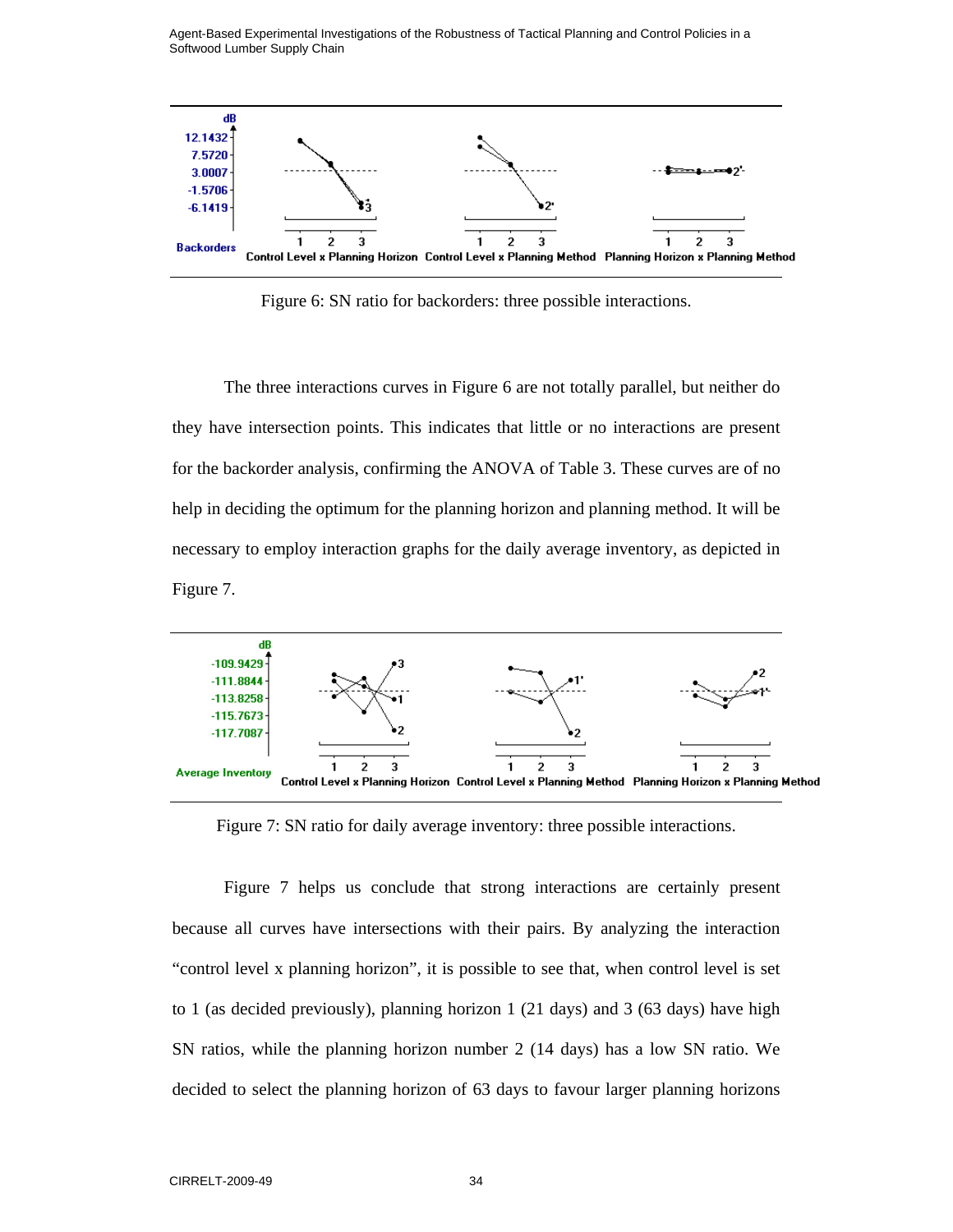Figure 6: SN ratio for backorders: three possible interactions.

The three interactions curves in Figure 6 are not totally parallel, but neither do they have intersection points. This indicates that little or no interactions are present for the backorder analysis, confirming the ANOVA of Table 3. These curves are of no help in deciding the optimum for the planning horizon and planning method. It will be necessary to employ interaction graphs for the daily average inventory, as depicted in Figure 7.

Figure 7: SN ratio for daily average inventory: three possible interactions.

Figure 7 helps us conclude that strong interactions are certainly present because all curves have intersections with their pairs. By analyzing the interaction "control level x planning horizon", it is possible to see that, when control level is set to 1 (as decided previously), planning horizon 1 (21 days) and 3 (63 days) have high SN ratios, while the planning horizon number 2 (14 days) has a low SN ratio. We decided to select the planning horizon of 63 days to favour larger planning horizons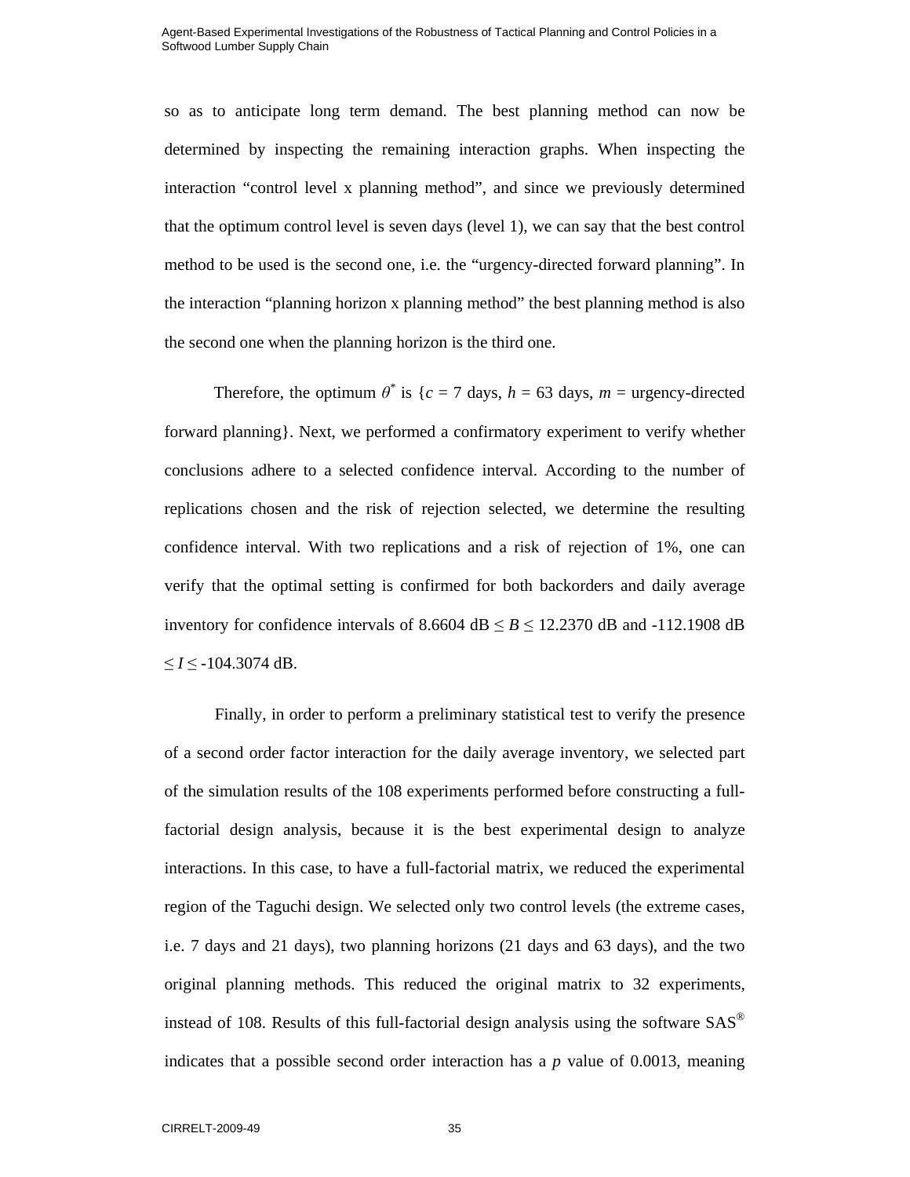so as to anticipate long term demand. The best planning method can now be determined by inspecting the remaining interaction graphs. When inspecting the interaction "control level x planning method", and since we previously determined that the optimum control level is seven days (level 1), we can say that the best control method to be used is the second one, i.e. the "urgency-directed forward planning". In the interaction "planning horizon x planning method" the best planning method is also the second one when the planning horizon is the third one.

Therefore, the optimum $\theta^*$ is {$c$ = 7 days, $h$ = 63 days, $m$ = urgency-directed forward planning}. Next, we performed a confirmatory experiment to verify whether conclusions adhere to a selected confidence interval. According to the number of replications chosen and the risk of rejection selected, we determine the resulting confidence interval. With two replications and a risk of rejection of 1%, one can verify that the optimal setting is confirmed for both backorders and daily average inventory for confidence intervals of 8.6604 dB $\leq B \leq$ 12.2370 dB and -112.1908 dB $\leq I \leq$ -104.3074 dB.

Finally, in order to perform a preliminary statistical test to verify the presence of a second order factor interaction for the daily average inventory, we selected part of the simulation results of the 108 experiments performed before constructing a full-factorial design analysis, because it is the best experimental design to analyze interactions. In this case, to have a full-factorial matrix, we reduced the experimental region of the Taguchi design. We selected only two control levels (the extreme cases, i.e. 7 days and 21 days), two planning horizons (21 days and 63 days), and the two original planning methods. This reduced the original matrix to 32 experiments, instead of 108. Results of this full-factorial design analysis using the software SAS® indicates that a possible second order interaction has a $p$ value of 0.0013, meaning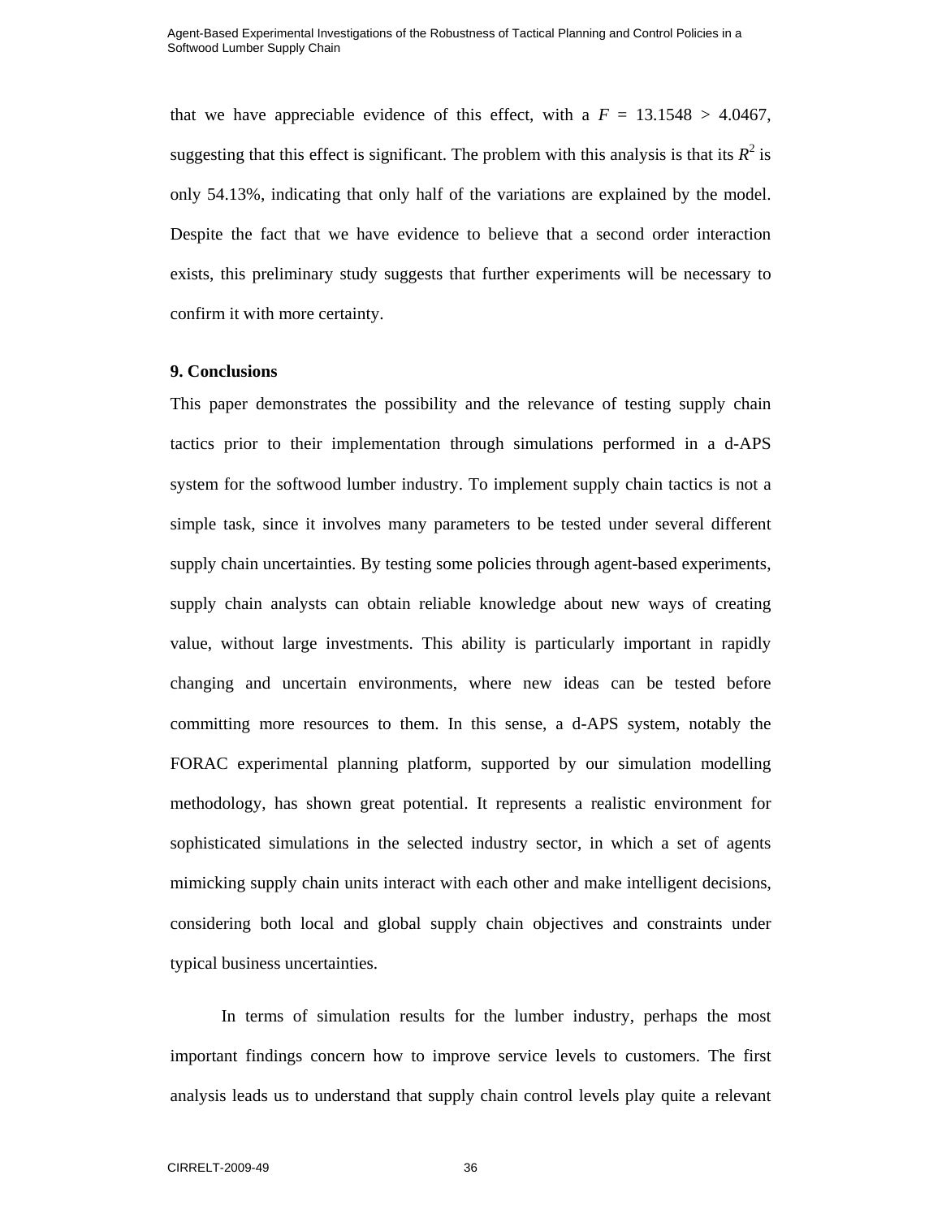that we have appreciable evidence of this effect, with a $F = 13.1548 > 4.0467$, suggesting that this effect is significant. The problem with this analysis is that its $R^2$ is only 54.13%, indicating that only half of the variations are explained by the model. Despite the fact that we have evidence to believe that a second order interaction exists, this preliminary study suggests that further experiments will be necessary to confirm it with more certainty.

## 9. Conclusions

This paper demonstrates the possibility and the relevance of testing supply chain tactics prior to their implementation through simulations performed in a d-APS system for the softwood lumber industry. To implement supply chain tactics is not a simple task, since it involves many parameters to be tested under several different supply chain uncertainties. By testing some policies through agent-based experiments, supply chain analysts can obtain reliable knowledge about new ways of creating value, without large investments. This ability is particularly important in rapidly changing and uncertain environments, where new ideas can be tested before committing more resources to them. In this sense, a d-APS system, notably the FORAC experimental planning platform, supported by our simulation modelling methodology, has shown great potential. It represents a realistic environment for sophisticated simulations in the selected industry sector, in which a set of agents mimicking supply chain units interact with each other and make intelligent decisions, considering both local and global supply chain objectives and constraints under typical business uncertainties.

In terms of simulation results for the lumber industry, perhaps the most important findings concern how to improve service levels to customers. The first analysis leads us to understand that supply chain control levels play quite a relevant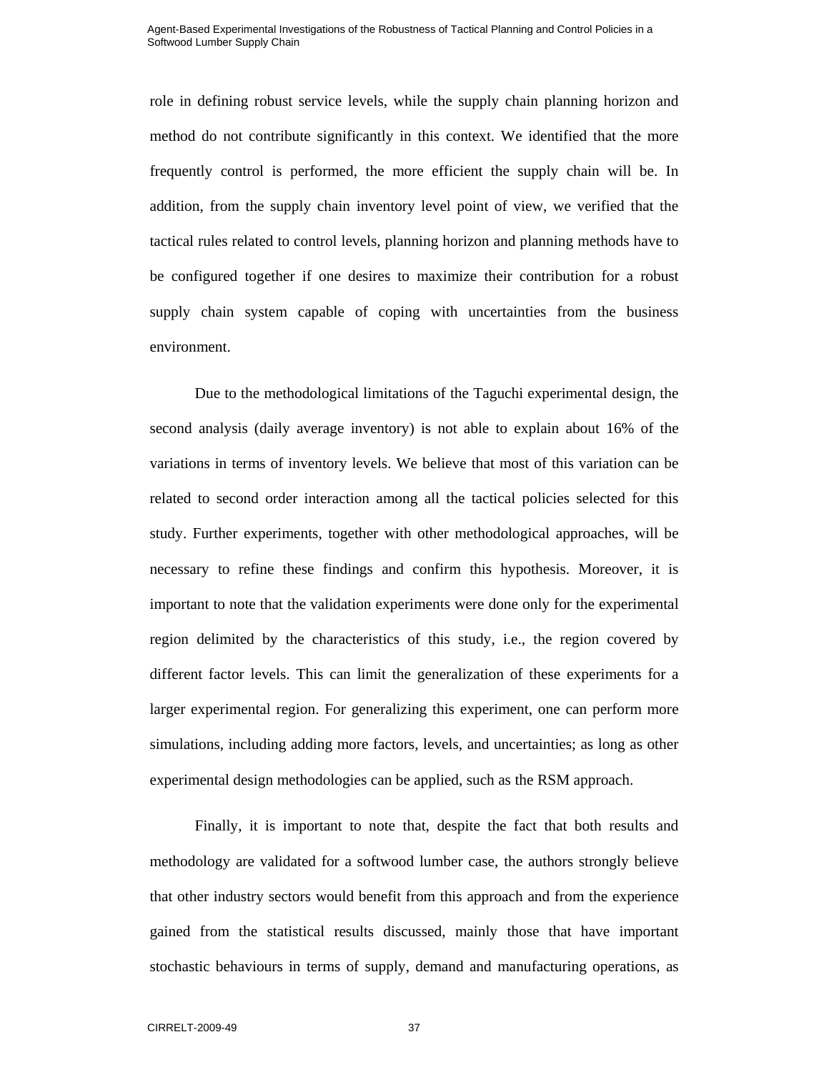role in defining robust service levels, while the supply chain planning horizon and method do not contribute significantly in this context. We identified that the more frequently control is performed, the more efficient the supply chain will be. In addition, from the supply chain inventory level point of view, we verified that the tactical rules related to control levels, planning horizon and planning methods have to be configured together if one desires to maximize their contribution for a robust supply chain system capable of coping with uncertainties from the business environment.

Due to the methodological limitations of the Taguchi experimental design, the second analysis (daily average inventory) is not able to explain about 16% of the variations in terms of inventory levels. We believe that most of this variation can be related to second order interaction among all the tactical policies selected for this study. Further experiments, together with other methodological approaches, will be necessary to refine these findings and confirm this hypothesis. Moreover, it is important to note that the validation experiments were done only for the experimental region delimited by the characteristics of this study, i.e., the region covered by different factor levels. This can limit the generalization of these experiments for a larger experimental region. For generalizing this experiment, one can perform more simulations, including adding more factors, levels, and uncertainties; as long as other experimental design methodologies can be applied, such as the RSM approach.

Finally, it is important to note that, despite the fact that both results and methodology are validated for a softwood lumber case, the authors strongly believe that other industry sectors would benefit from this approach and from the experience gained from the statistical results discussed, mainly those that have important stochastic behaviours in terms of supply, demand and manufacturing operations, as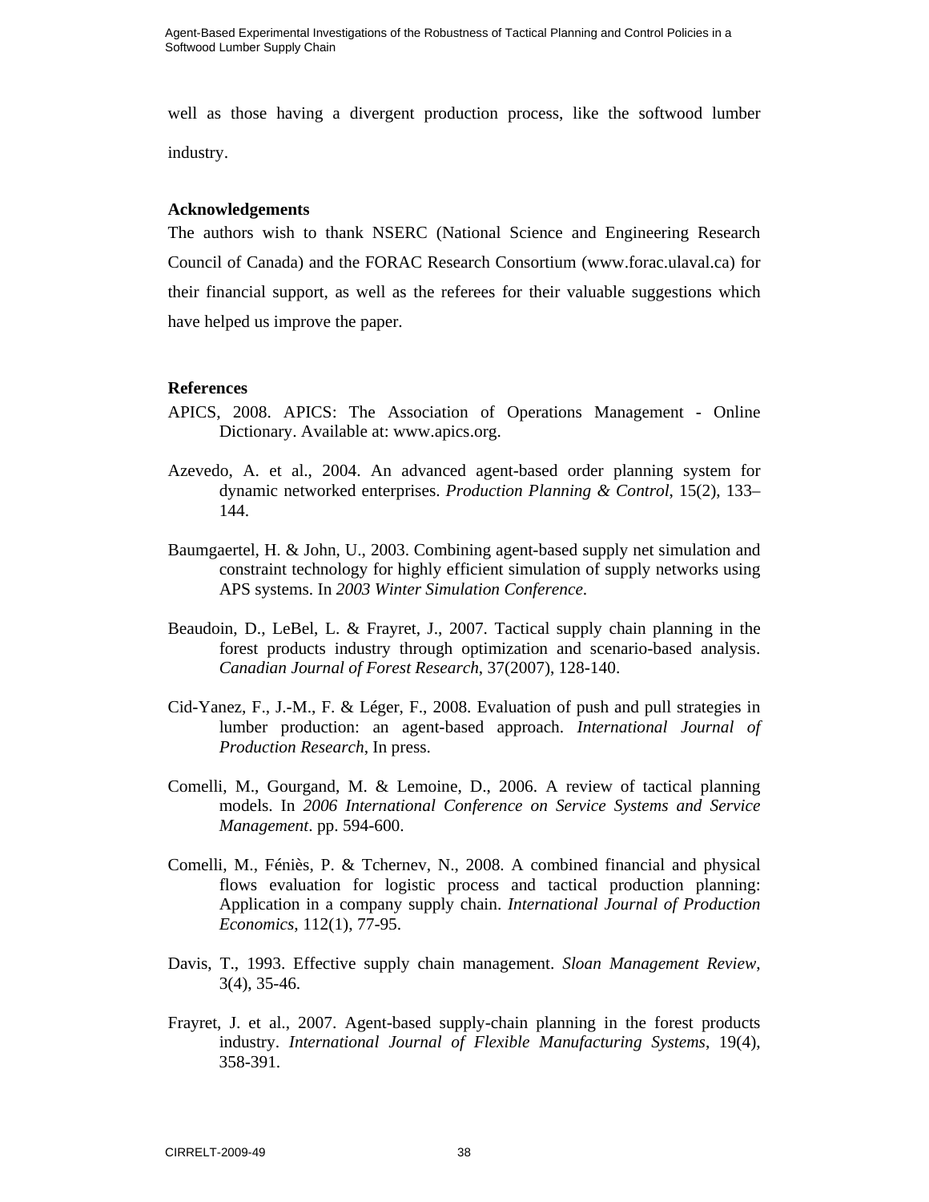well as those having a divergent production process, like the softwood lumber industry.

**Acknowledgements**

The authors wish to thank NSERC (National Science and Engineering Research Council of Canada) and the FORAC Research Consortium (www.forac.ulaval.ca) for their financial support, as well as the referees for their valuable suggestions which have helped us improve the paper.

**References**

APICS, 2008. APICS: The Association of Operations Management - Online Dictionary. Available at: www.apics.org.

Azevedo, A. et al., 2004. An advanced agent-based order planning system for dynamic networked enterprises. *Production Planning & Control*, 15(2), 133–144.

Baumgaertel, H. & John, U., 2003. Combining agent-based supply net simulation and constraint technology for highly efficient simulation of supply networks using APS systems. In *2003 Winter Simulation Conference*.

Beaudoin, D., LeBel, L. & Frayret, J., 2007. Tactical supply chain planning in the forest products industry through optimization and scenario-based analysis. *Canadian Journal of Forest Research*, 37(2007), 128-140.

Cid-Yanez, F., J.-M., F. & Léger, F., 2008. Evaluation of push and pull strategies in lumber production: an agent-based approach. *International Journal of Production Research*, In press.

Comelli, M., Gourgand, M. & Lemoine, D., 2006. A review of tactical planning models. In *2006 International Conference on Service Systems and Service Management*. pp. 594-600.

Comelli, M., Féniès, P. & Tchernev, N., 2008. A combined financial and physical flows evaluation for logistic process and tactical production planning: Application in a company supply chain. *International Journal of Production Economics*, 112(1), 77-95.

Davis, T., 1993. Effective supply chain management. *Sloan Management Review*, 3(4), 35-46.

Frayret, J. et al., 2007. Agent-based supply-chain planning in the forest products industry. *International Journal of Flexible Manufacturing Systems*, 19(4), 358-391.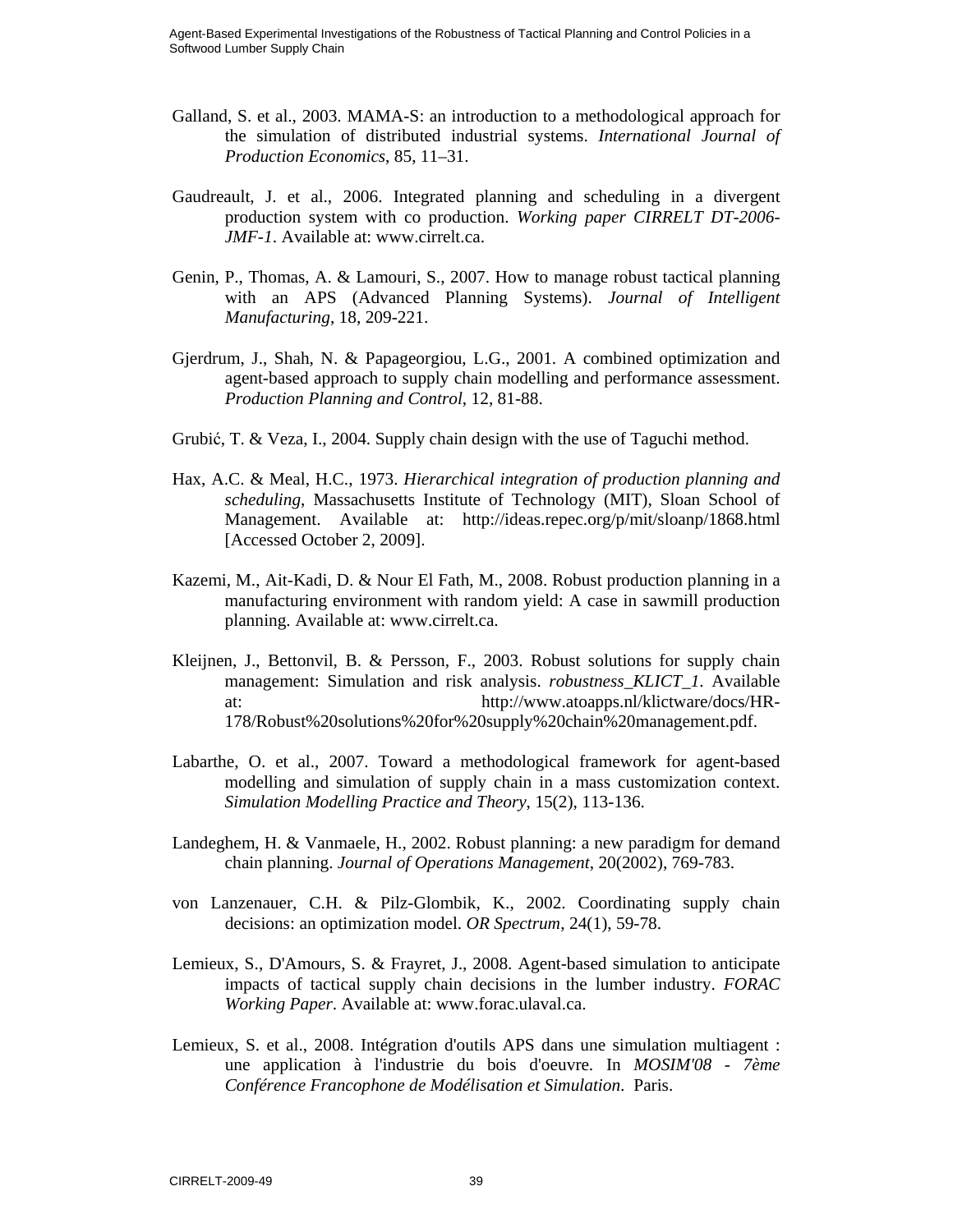Galland, S. et al., 2003. MAMA-S: an introduction to a methodological approach for the simulation of distributed industrial systems. *International Journal of Production Economics*, 85, 11–31.

Gaudreault, J. et al., 2006. Integrated planning and scheduling in a divergent production system with co production. *Working paper CIRRELT DT-2006-JMF-1*. Available at: www.cirrelt.ca.

Genin, P., Thomas, A. & Lamouri, S., 2007. How to manage robust tactical planning with an APS (Advanced Planning Systems). *Journal of Intelligent Manufacturing*, 18, 209-221.

Gjerdrum, J., Shah, N. & Papageorgiou, L.G., 2001. A combined optimization and agent-based approach to supply chain modelling and performance assessment. *Production Planning and Control*, 12, 81-88.

Grubić, T. & Veza, I., 2004. Supply chain design with the use of Taguchi method.

Hax, A.C. & Meal, H.C., 1973. *Hierarchical integration of production planning and scheduling*, Massachusetts Institute of Technology (MIT), Sloan School of Management. Available at: http://ideas.repec.org/p/mit/sloanp/1868.html [Accessed October 2, 2009].

Kazemi, M., Ait-Kadi, D. & Nour El Fath, M., 2008. Robust production planning in a manufacturing environment with random yield: A case in sawmill production planning. Available at: www.cirrelt.ca.

Kleijnen, J., Bettonvil, B. & Persson, F., 2003. Robust solutions for supply chain management: Simulation and risk analysis. *robustness_KLICT_1*. Available at: http://www.atoapps.nl/klictware/docs/HR-178/Robust%20solutions%20for%20supply%20chain%20management.pdf.

Labarthe, O. et al., 2007. Toward a methodological framework for agent-based modelling and simulation of supply chain in a mass customization context. *Simulation Modelling Practice and Theory*, 15(2), 113-136.

Landeghem, H. & Vanmaele, H., 2002. Robust planning: a new paradigm for demand chain planning. *Journal of Operations Management*, 20(2002), 769-783.

von Lanzenauer, C.H. & Pilz-Glombik, K., 2002. Coordinating supply chain decisions: an optimization model. *OR Spectrum*, 24(1), 59-78.

Lemieux, S., D'Amours, S. & Frayret, J., 2008. Agent-based simulation to anticipate impacts of tactical supply chain decisions in the lumber industry. *FORAC Working Paper*. Available at: www.forac.ulaval.ca.

Lemieux, S. et al., 2008. Intégration d'outils APS dans une simulation multiagent : une application à l'industrie du bois d'oeuvre. In *MOSIM'08 - 7ème Conférence Francophone de Modélisation et Simulation*. Paris.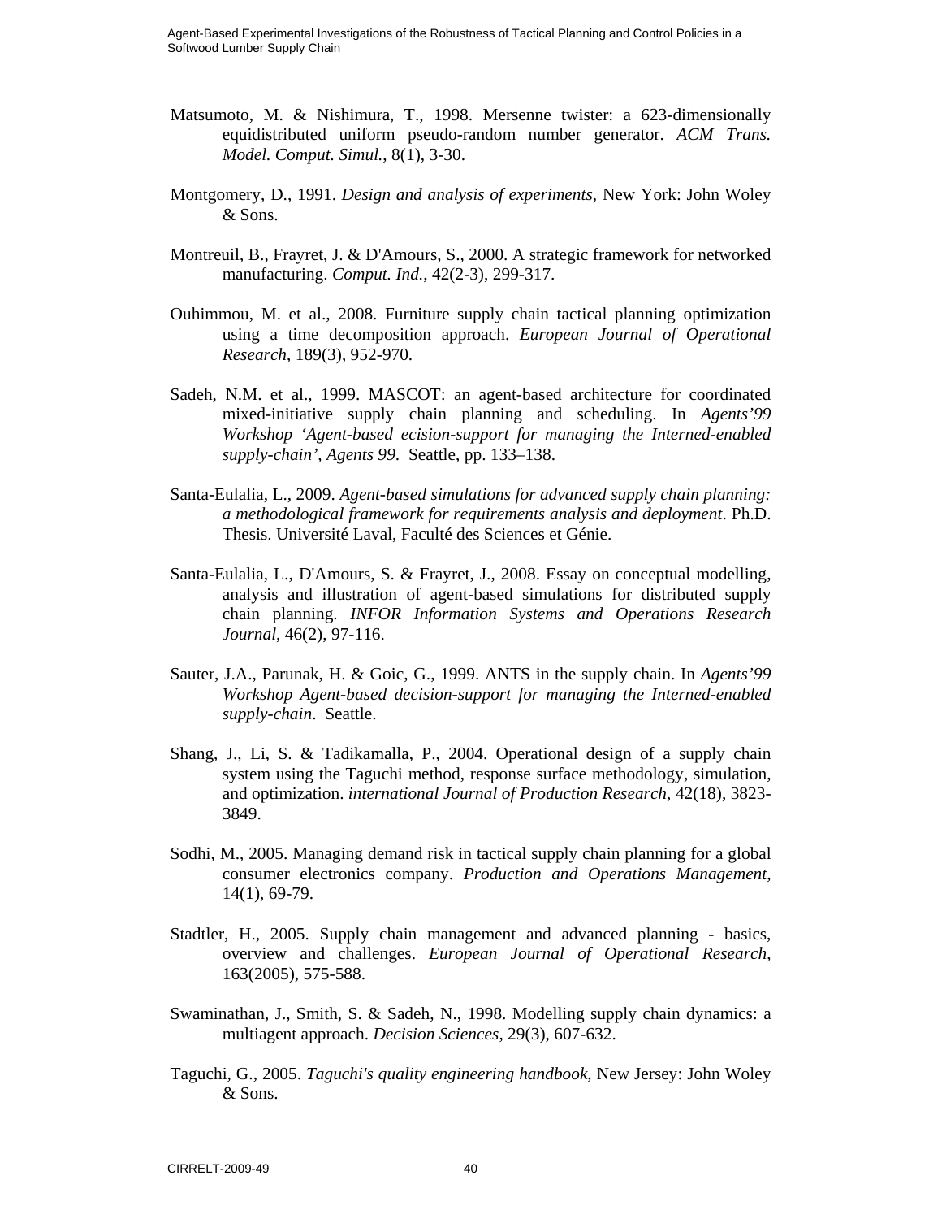Matsumoto, M. & Nishimura, T., 1998. Mersenne twister: a 623-dimensionally equidistributed uniform pseudo-random number generator. *ACM Trans. Model. Comput. Simul.*, 8(1), 3-30.

Montgomery, D., 1991. *Design and analysis of experiments*, New York: John Woley & Sons.

Montreuil, B., Frayret, J. & D'Amours, S., 2000. A strategic framework for networked manufacturing. *Comput. Ind.*, 42(2-3), 299-317.

Ouhimmou, M. et al., 2008. Furniture supply chain tactical planning optimization using a time decomposition approach. *European Journal of Operational Research*, 189(3), 952-970.

Sadeh, N.M. et al., 1999. MASCOT: an agent-based architecture for coordinated mixed-initiative supply chain planning and scheduling. In *Agents'99 Workshop 'Agent-based ecision-support for managing the Interned-enabled supply-chain', Agents 99.* Seattle, pp. 133–138.

Santa-Eulalia, L., 2009. *Agent-based simulations for advanced supply chain planning: a methodological framework for requirements analysis and deployment*. Ph.D. Thesis. Université Laval, Faculté des Sciences et Génie.

Santa-Eulalia, L., D'Amours, S. & Frayret, J., 2008. Essay on conceptual modelling, analysis and illustration of agent-based simulations for distributed supply chain planning. *INFOR Information Systems and Operations Research Journal*, 46(2), 97-116.

Sauter, J.A., Parunak, H. & Goic, G., 1999. ANTS in the supply chain. In *Agents'99 Workshop Agent-based decision-support for managing the Interned-enabled supply-chain*. Seattle.

Shang, J., Li, S. & Tadikamalla, P., 2004. Operational design of a supply chain system using the Taguchi method, response surface methodology, simulation, and optimization. *international Journal of Production Research*, 42(18), 3823-3849.

Sodhi, M., 2005. Managing demand risk in tactical supply chain planning for a global consumer electronics company. *Production and Operations Management*, 14(1), 69-79.

Stadtler, H., 2005. Supply chain management and advanced planning - basics, overview and challenges. *European Journal of Operational Research*, 163(2005), 575-588.

Swaminathan, J., Smith, S. & Sadeh, N., 1998. Modelling supply chain dynamics: a multiagent approach. *Decision Sciences*, 29(3), 607-632.

Taguchi, G., 2005. *Taguchi's quality engineering handbook*, New Jersey: John Woley & Sons.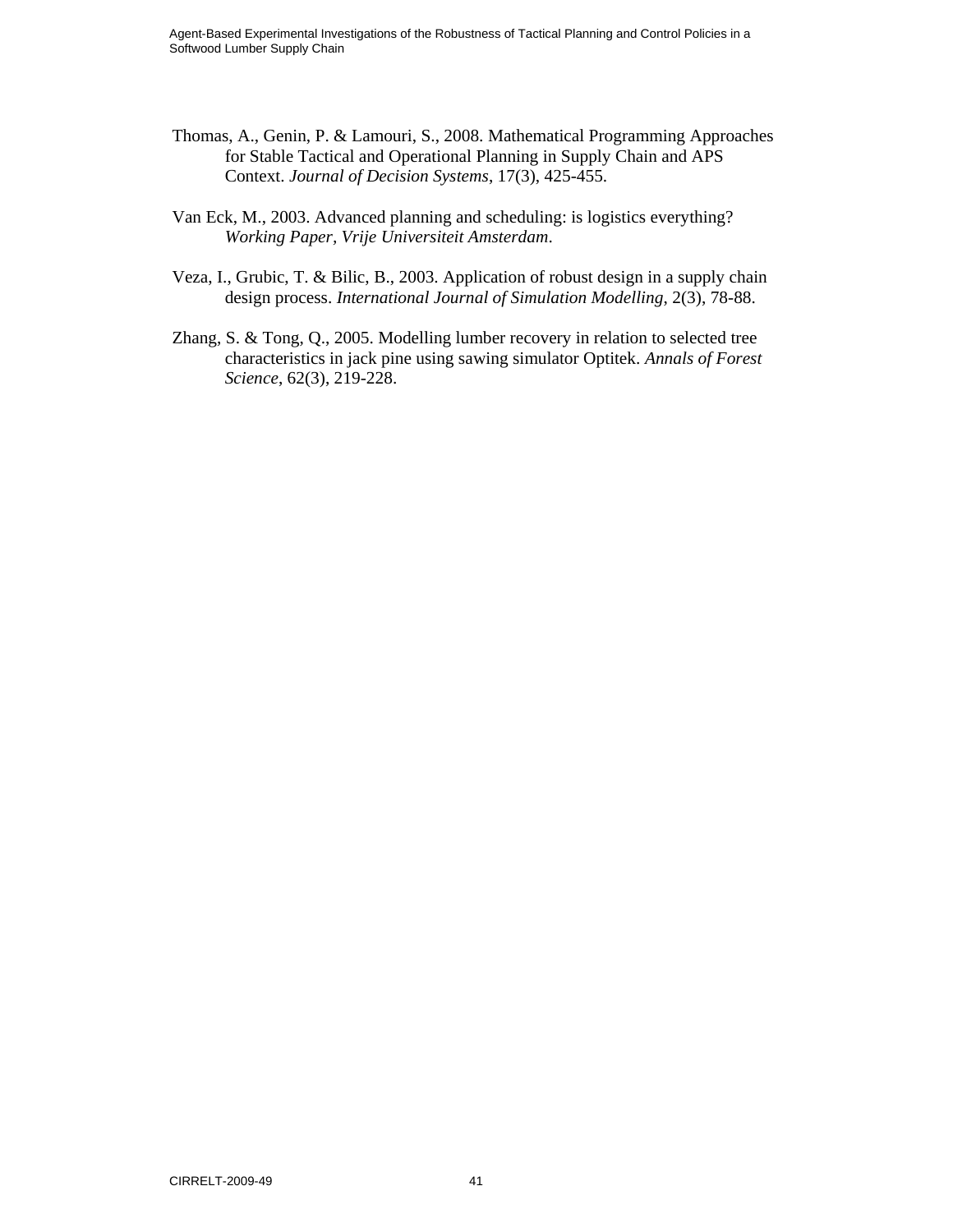Thomas, A., Genin, P. & Lamouri, S., 2008. Mathematical Programming Approaches for Stable Tactical and Operational Planning in Supply Chain and APS Context. *Journal of Decision Systems*, 17(3), 425-455.

Van Eck, M., 2003. Advanced planning and scheduling: is logistics everything? *Working Paper, Vrije Universiteit Amsterdam*.

Veza, I., Grubic, T. & Bilic, B., 2003. Application of robust design in a supply chain design process. *International Journal of Simulation Modelling*, 2(3), 78-88.

Zhang, S. & Tong, Q., 2005. Modelling lumber recovery in relation to selected tree characteristics in jack pine using sawing simulator Optitek. *Annals of Forest Science*, 62(3), 219-228.